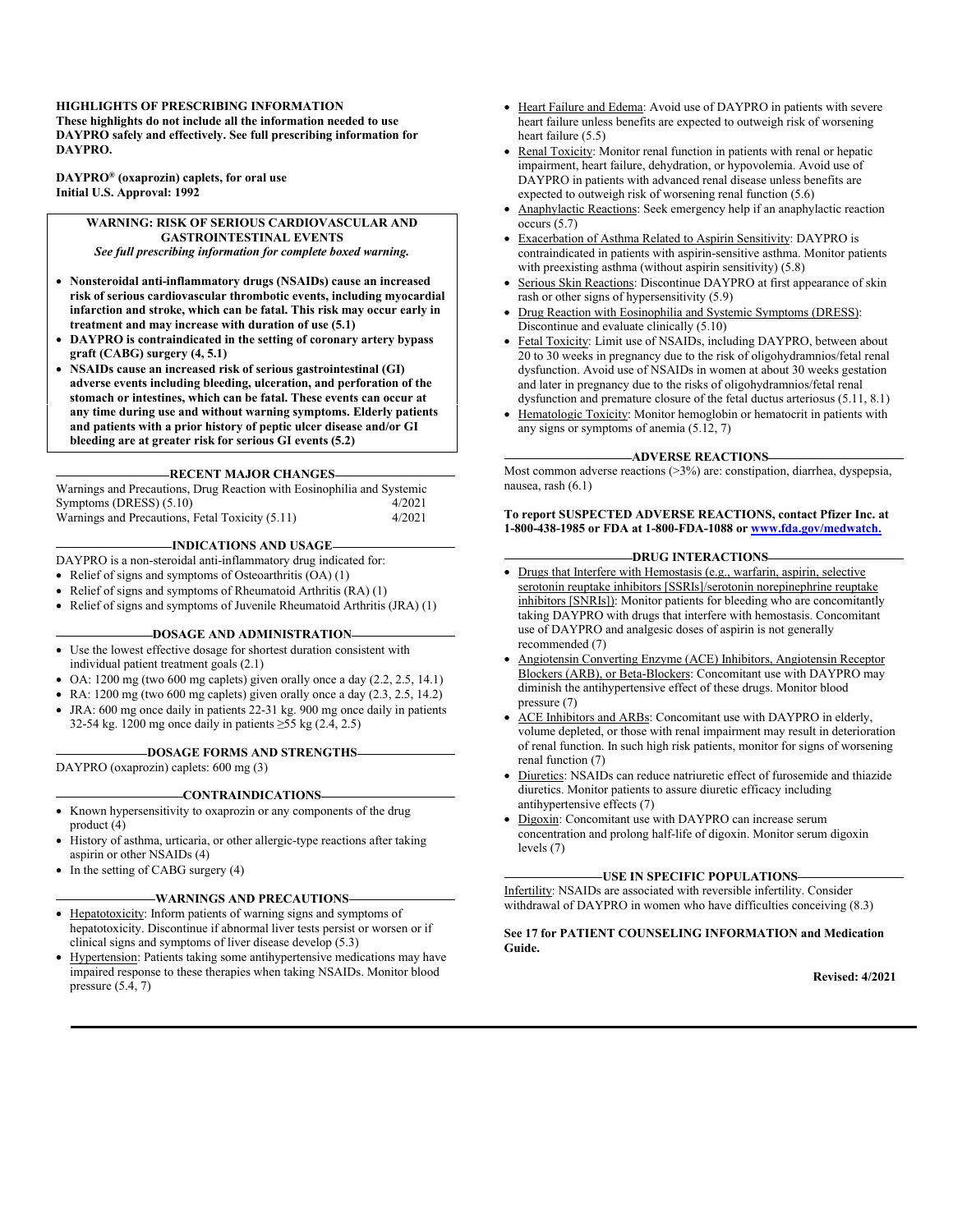**HIGHLIGHTS OF PRESCRIBING INFORMATION**
**These highlights do not include all the information needed to use DAYPRO safely and effectively. See full prescribing information for DAYPRO.**

**DAYPRO® (oxaprozin) caplets, for oral use**
**Initial U.S. Approval: 1992**

**WARNING: RISK OF SERIOUS CARDIOVASCULAR AND GASTROINTESTINAL EVENTS**
***See full prescribing information for complete boxed warning.***

- **Nonsteroidal anti-inflammatory drugs (NSAIDs) cause an increased risk of serious cardiovascular thrombotic events, including myocardial infarction and stroke, which can be fatal. This risk may occur early in treatment and may increase with duration of use (5.1)**
- **DAYPRO is contraindicated in the setting of coronary artery bypass graft (CABG) surgery (4, 5.1)**
- **NSAIDs cause an increased risk of serious gastrointestinal (GI) adverse events including bleeding, ulceration, and perforation of the stomach or intestines, which can be fatal. These events can occur at any time during use and without warning symptoms. Elderly patients and patients with a prior history of peptic ulcer disease and/or GI bleeding are at greater risk for serious GI events (5.2)**

**RECENT MAJOR CHANGES**

| | |
|---|---|
| Warnings and Precautions, Drug Reaction with Eosinophilia and Systemic Symptoms (DRESS) (5.10) | 4/2021 |
| Warnings and Precautions, Fetal Toxicity (5.11) | 4/2021 |

**INDICATIONS AND USAGE**

DAYPRO is a non-steroidal anti-inflammatory drug indicated for:

- Relief of signs and symptoms of Osteoarthritis (OA) (1)
- Relief of signs and symptoms of Rheumatoid Arthritis (RA) (1)
- Relief of signs and symptoms of Juvenile Rheumatoid Arthritis (JRA) (1)

**DOSAGE AND ADMINISTRATION**

- Use the lowest effective dosage for shortest duration consistent with individual patient treatment goals (2.1)
- OA: 1200 mg (two 600 mg caplets) given orally once a day (2.2, 2.5, 14.1)
- RA: 1200 mg (two 600 mg caplets) given orally once a day (2.3, 2.5, 14.2)
- JRA: 600 mg once daily in patients 22-31 kg. 900 mg once daily in patients 32-54 kg. 1200 mg once daily in patients ≥55 kg (2.4, 2.5)

**DOSAGE FORMS AND STRENGTHS**

DAYPRO (oxaprozin) caplets: 600 mg (3)

**CONTRAINDICATIONS**

- Known hypersensitivity to oxaprozin or any components of the drug product (4)
- History of asthma, urticaria, or other allergic-type reactions after taking aspirin or other NSAIDs (4)
- In the setting of CABG surgery (4)

**WARNINGS AND PRECAUTIONS**

- Hepatotoxicity: Inform patients of warning signs and symptoms of hepatotoxicity. Discontinue if abnormal liver tests persist or worsen or if clinical signs and symptoms of liver disease develop (5.3)
- Hypertension: Patients taking some antihypertensive medications may have impaired response to these therapies when taking NSAIDs. Monitor blood pressure (5.4, 7)
- Heart Failure and Edema: Avoid use of DAYPRO in patients with severe heart failure unless benefits are expected to outweigh risk of worsening heart failure (5.5)
- Renal Toxicity: Monitor renal function in patients with renal or hepatic impairment, heart failure, dehydration, or hypovolemia. Avoid use of DAYPRO in patients with advanced renal disease unless benefits are expected to outweigh risk of worsening renal function (5.6)
- Anaphylactic Reactions: Seek emergency help if an anaphylactic reaction occurs (5.7)
- Exacerbation of Asthma Related to Aspirin Sensitivity: DAYPRO is contraindicated in patients with aspirin-sensitive asthma. Monitor patients with preexisting asthma (without aspirin sensitivity) (5.8)
- Serious Skin Reactions: Discontinue DAYPRO at first appearance of skin rash or other signs of hypersensitivity (5.9)
- Drug Reaction with Eosinophilia and Systemic Symptoms (DRESS): Discontinue and evaluate clinically (5.10)
- Fetal Toxicity: Limit use of NSAIDs, including DAYPRO, between about 20 to 30 weeks in pregnancy due to the risk of oligohydramnios/fetal renal dysfunction. Avoid use of NSAIDs in women at about 30 weeks gestation and later in pregnancy due to the risks of oligohydramnios/fetal renal dysfunction and premature closure of the fetal ductus arteriosus (5.11, 8.1)
- Hematologic Toxicity: Monitor hemoglobin or hematocrit in patients with any signs or symptoms of anemia (5.12, 7)

**ADVERSE REACTIONS**

Most common adverse reactions (>3%) are: constipation, diarrhea, dyspepsia, nausea, rash (6.1)

**To report SUSPECTED ADVERSE REACTIONS, contact Pfizer Inc. at 1-800-438-1985 or FDA at 1-800-FDA-1088 or www.fda.gov/medwatch.**

**DRUG INTERACTIONS**

- Drugs that Interfere with Hemostasis (e.g., warfarin, aspirin, selective serotonin reuptake inhibitors [SSRIs]/serotonin norepinephrine reuptake inhibitors [SNRIs]): Monitor patients for bleeding who are concomitantly taking DAYPRO with drugs that interfere with hemostasis. Concomitant use of DAYPRO and analgesic doses of aspirin is not generally recommended (7)
- Angiotensin Converting Enzyme (ACE) Inhibitors, Angiotensin Receptor Blockers (ARB), or Beta-Blockers: Concomitant use with DAYPRO may diminish the antihypertensive effect of these drugs. Monitor blood pressure (7)
- ACE Inhibitors and ARBs: Concomitant use with DAYPRO in elderly, volume depleted, or those with renal impairment may result in deterioration of renal function. In such high risk patients, monitor for signs of worsening renal function (7)
- Diuretics: NSAIDs can reduce natriuretic effect of furosemide and thiazide diuretics. Monitor patients to assure diuretic efficacy including antihypertensive effects (7)
- Digoxin: Concomitant use with DAYPRO can increase serum concentration and prolong half-life of digoxin. Monitor serum digoxin levels (7)

**USE IN SPECIFIC POPULATIONS**

Infertility: NSAIDs are associated with reversible infertility. Consider withdrawal of DAYPRO in women who have difficulties conceiving (8.3)

**See 17 for PATIENT COUNSELING INFORMATION and Medication Guide.**

**Revised: 4/2021**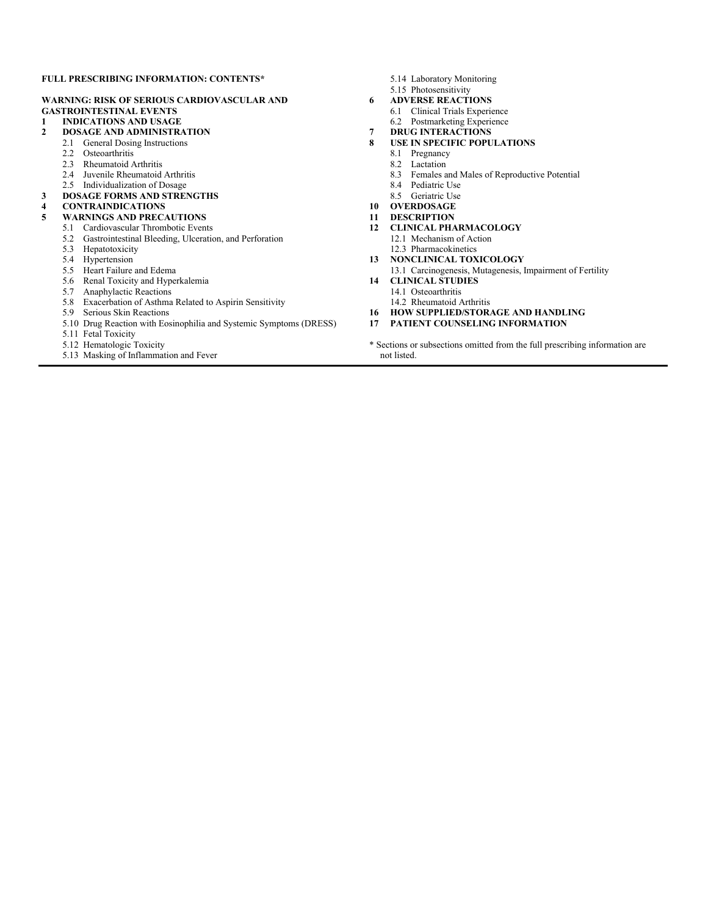**FULL PRESCRIBING INFORMATION: CONTENTS***

**WARNING: RISK OF SERIOUS CARDIOVASCULAR AND GASTROINTESTINAL EVENTS**

**1 INDICATIONS AND USAGE**

**2 DOSAGE AND ADMINISTRATION**
- 2.1 General Dosing Instructions
- 2.2 Osteoarthritis
- 2.3 Rheumatoid Arthritis
- 2.4 Juvenile Rheumatoid Arthritis
- 2.5 Individualization of Dosage

**3 DOSAGE FORMS AND STRENGTHS**

**4 CONTRAINDICATIONS**

**5 WARNINGS AND PRECAUTIONS**
- 5.1 Cardiovascular Thrombotic Events
- 5.2 Gastrointestinal Bleeding, Ulceration, and Perforation
- 5.3 Hepatotoxicity
- 5.4 Hypertension
- 5.5 Heart Failure and Edema
- 5.6 Renal Toxicity and Hyperkalemia
- 5.7 Anaphylactic Reactions
- 5.8 Exacerbation of Asthma Related to Aspirin Sensitivity
- 5.9 Serious Skin Reactions
- 5.10 Drug Reaction with Eosinophilia and Systemic Symptoms (DRESS)
- 5.11 Fetal Toxicity
- 5.12 Hematologic Toxicity
- 5.13 Masking of Inflammation and Fever
- 5.14 Laboratory Monitoring
- 5.15 Photosensitivity

**6 ADVERSE REACTIONS**
- 6.1 Clinical Trials Experience
- 6.2 Postmarketing Experience

**7 DRUG INTERACTIONS**

**8 USE IN SPECIFIC POPULATIONS**
- 8.1 Pregnancy
- 8.2 Lactation
- 8.3 Females and Males of Reproductive Potential
- 8.4 Pediatric Use
- 8.5 Geriatric Use

**10 OVERDOSAGE**

**11 DESCRIPTION**

**12 CLINICAL PHARMACOLOGY**
- 12.1 Mechanism of Action
- 12.3 Pharmacokinetics

**13 NONCLINICAL TOXICOLOGY**
- 13.1 Carcinogenesis, Mutagenesis, Impairment of Fertility

**14 CLINICAL STUDIES**
- 14.1 Osteoarthritis
- 14.2 Rheumatoid Arthritis

**16 HOW SUPPLIED/STORAGE AND HANDLING**

**17 PATIENT COUNSELING INFORMATION**

* Sections or subsections omitted from the full prescribing information are not listed.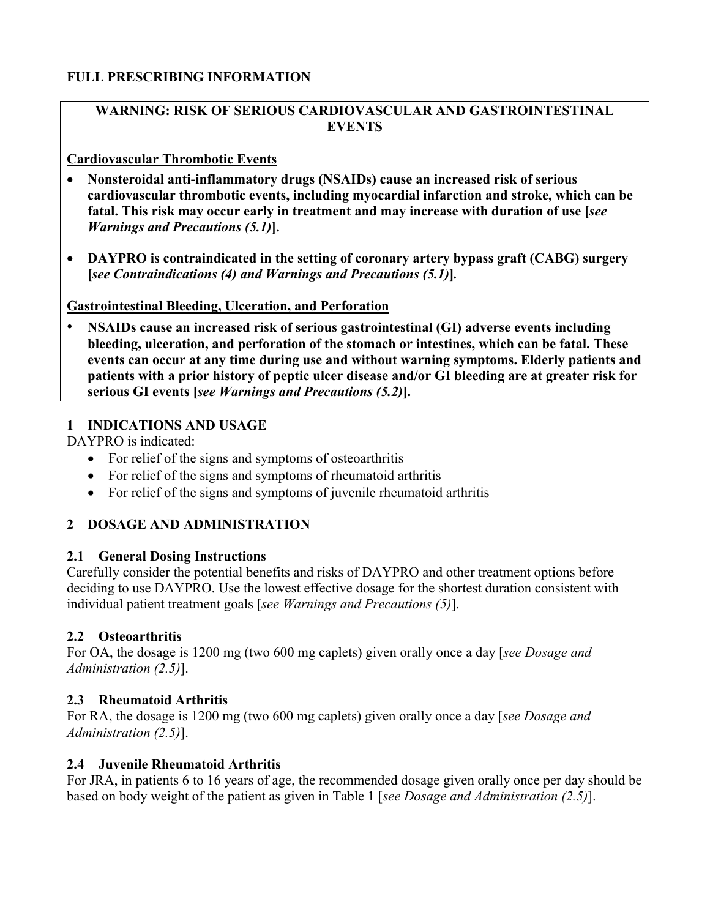## FULL PRESCRIBING INFORMATION

**WARNING: RISK OF SERIOUS CARDIOVASCULAR AND GASTROINTESTINAL EVENTS**

**Cardiovascular Thrombotic Events**

- **Nonsteroidal anti-inflammatory drugs (NSAIDs) cause an increased risk of serious cardiovascular thrombotic events, including myocardial infarction and stroke, which can be fatal. This risk may occur early in treatment and may increase with duration of use [*see Warnings and Precautions (5.1)*].**
- **DAYPRO is contraindicated in the setting of coronary artery bypass graft (CABG) surgery [*see Contraindications (4) and Warnings and Precautions (5.1)*].**

**Gastrointestinal Bleeding, Ulceration, and Perforation**

- **NSAIDs cause an increased risk of serious gastrointestinal (GI) adverse events including bleeding, ulceration, and perforation of the stomach or intestines, which can be fatal. These events can occur at any time during use and without warning symptoms. Elderly patients and patients with a prior history of peptic ulcer disease and/or GI bleeding are at greater risk for serious GI events [*see Warnings and Precautions (5.2)*].**

## 1 INDICATIONS AND USAGE

DAYPRO is indicated:

- For relief of the signs and symptoms of osteoarthritis
- For relief of the signs and symptoms of rheumatoid arthritis
- For relief of the signs and symptoms of juvenile rheumatoid arthritis

## 2 DOSAGE AND ADMINISTRATION

### 2.1 General Dosing Instructions

Carefully consider the potential benefits and risks of DAYPRO and other treatment options before deciding to use DAYPRO. Use the lowest effective dosage for the shortest duration consistent with individual patient treatment goals [*see Warnings and Precautions (5)*].

### 2.2 Osteoarthritis

For OA, the dosage is 1200 mg (two 600 mg caplets) given orally once a day [*see Dosage and Administration (2.5)*].

### 2.3 Rheumatoid Arthritis

For RA, the dosage is 1200 mg (two 600 mg caplets) given orally once a day [*see Dosage and Administration (2.5)*].

### 2.4 Juvenile Rheumatoid Arthritis

For JRA, in patients 6 to 16 years of age, the recommended dosage given orally once per day should be based on body weight of the patient as given in Table 1 [*see Dosage and Administration (2.5)*].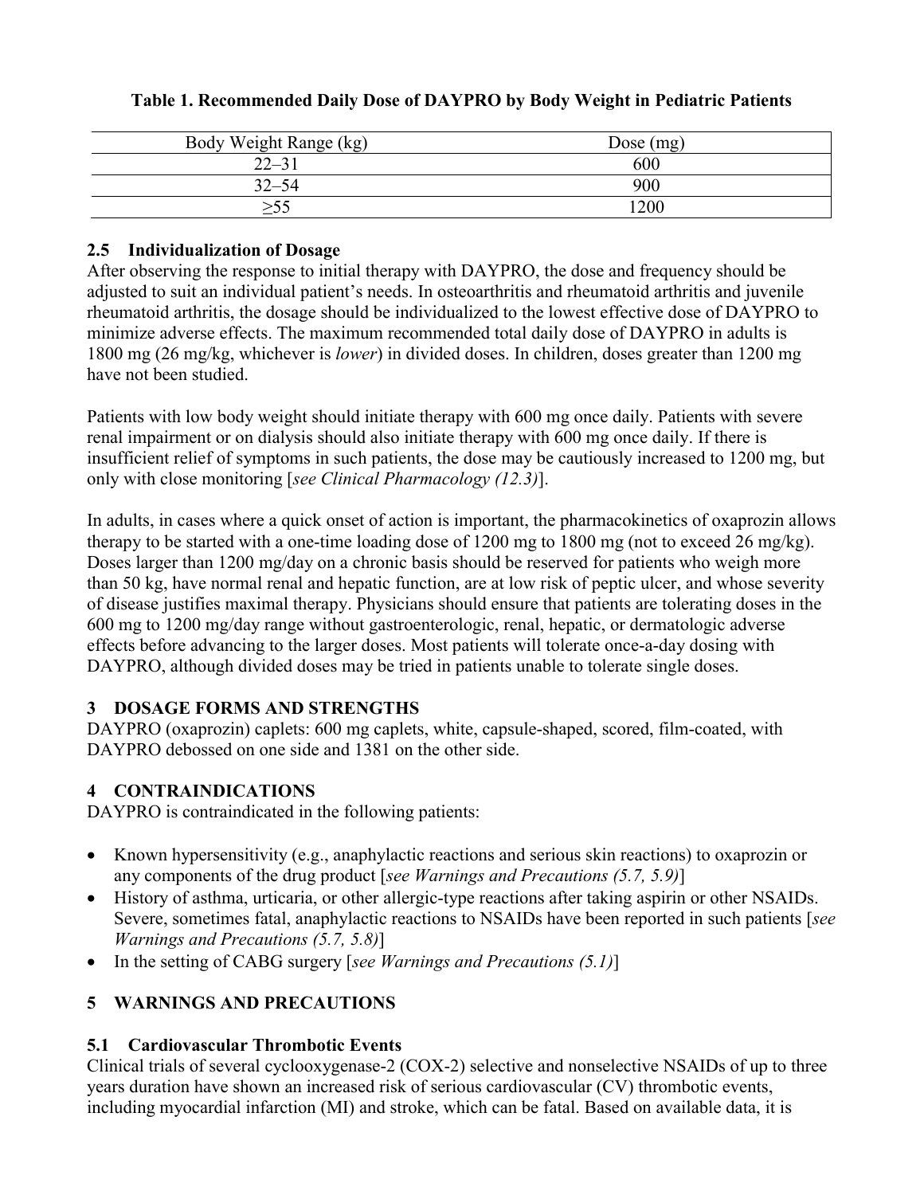**Table 1. Recommended Daily Dose of DAYPRO by Body Weight in Pediatric Patients**

| Body Weight Range (kg) | Dose (mg) |
|---|---|
| 22–31 | 600 |
| 32–54 | 900 |
| ≥55 | 1200 |

### 2.5 Individualization of Dosage

After observing the response to initial therapy with DAYPRO, the dose and frequency should be adjusted to suit an individual patient's needs. In osteoarthritis and rheumatoid arthritis and juvenile rheumatoid arthritis, the dosage should be individualized to the lowest effective dose of DAYPRO to minimize adverse effects. The maximum recommended total daily dose of DAYPRO in adults is 1800 mg (26 mg/kg, whichever is *lower*) in divided doses. In children, doses greater than 1200 mg have not been studied.

Patients with low body weight should initiate therapy with 600 mg once daily. Patients with severe renal impairment or on dialysis should also initiate therapy with 600 mg once daily. If there is insufficient relief of symptoms in such patients, the dose may be cautiously increased to 1200 mg, but only with close monitoring [*see Clinical Pharmacology (12.3)*].

In adults, in cases where a quick onset of action is important, the pharmacokinetics of oxaprozin allows therapy to be started with a one-time loading dose of 1200 mg to 1800 mg (not to exceed 26 mg/kg). Doses larger than 1200 mg/day on a chronic basis should be reserved for patients who weigh more than 50 kg, have normal renal and hepatic function, are at low risk of peptic ulcer, and whose severity of disease justifies maximal therapy. Physicians should ensure that patients are tolerating doses in the 600 mg to 1200 mg/day range without gastroenterologic, renal, hepatic, or dermatologic adverse effects before advancing to the larger doses. Most patients will tolerate once-a-day dosing with DAYPRO, although divided doses may be tried in patients unable to tolerate single doses.

## 3 DOSAGE FORMS AND STRENGTHS

DAYPRO (oxaprozin) caplets: 600 mg caplets, white, capsule-shaped, scored, film-coated, with DAYPRO debossed on one side and 1381 on the other side.

## 4 CONTRAINDICATIONS

DAYPRO is contraindicated in the following patients:

- Known hypersensitivity (e.g., anaphylactic reactions and serious skin reactions) to oxaprozin or any components of the drug product [*see Warnings and Precautions (5.7, 5.9)*]
- History of asthma, urticaria, or other allergic-type reactions after taking aspirin or other NSAIDs. Severe, sometimes fatal, anaphylactic reactions to NSAIDs have been reported in such patients [*see Warnings and Precautions (5.7, 5.8)*]
- In the setting of CABG surgery [*see Warnings and Precautions (5.1)*]

## 5 WARNINGS AND PRECAUTIONS

### 5.1 Cardiovascular Thrombotic Events

Clinical trials of several cyclooxygenase-2 (COX-2) selective and nonselective NSAIDs of up to three years duration have shown an increased risk of serious cardiovascular (CV) thrombotic events, including myocardial infarction (MI) and stroke, which can be fatal. Based on available data, it is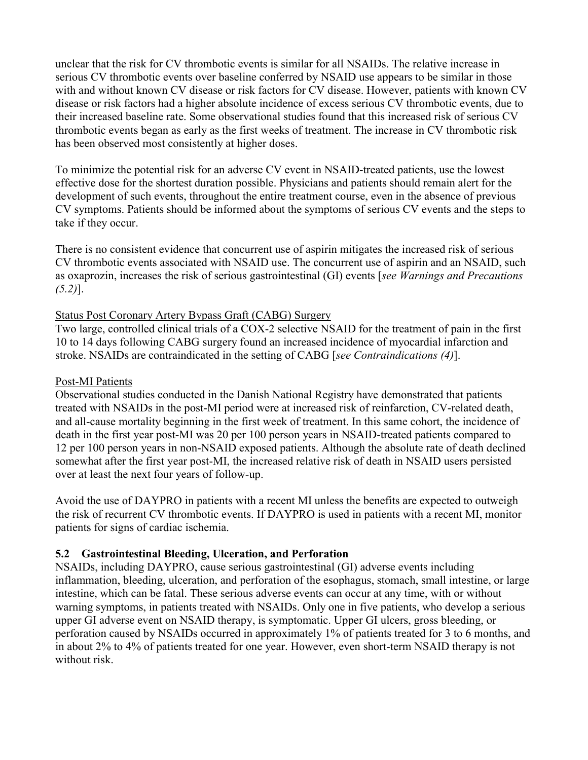unclear that the risk for CV thrombotic events is similar for all NSAIDs. The relative increase in serious CV thrombotic events over baseline conferred by NSAID use appears to be similar in those with and without known CV disease or risk factors for CV disease. However, patients with known CV disease or risk factors had a higher absolute incidence of excess serious CV thrombotic events, due to their increased baseline rate. Some observational studies found that this increased risk of serious CV thrombotic events began as early as the first weeks of treatment. The increase in CV thrombotic risk has been observed most consistently at higher doses.

To minimize the potential risk for an adverse CV event in NSAID-treated patients, use the lowest effective dose for the shortest duration possible. Physicians and patients should remain alert for the development of such events, throughout the entire treatment course, even in the absence of previous CV symptoms. Patients should be informed about the symptoms of serious CV events and the steps to take if they occur.

There is no consistent evidence that concurrent use of aspirin mitigates the increased risk of serious CV thrombotic events associated with NSAID use. The concurrent use of aspirin and an NSAID, such as oxaprozin, increases the risk of serious gastrointestinal (GI) events [*see Warnings and Precautions (5.2)*].

<u>Status Post Coronary Artery Bypass Graft (CABG) Surgery</u>

Two large, controlled clinical trials of a COX-2 selective NSAID for the treatment of pain in the first 10 to 14 days following CABG surgery found an increased incidence of myocardial infarction and stroke. NSAIDs are contraindicated in the setting of CABG [*see Contraindications (4)*].

<u>Post-MI Patients</u>

Observational studies conducted in the Danish National Registry have demonstrated that patients treated with NSAIDs in the post-MI period were at increased risk of reinfarction, CV-related death, and all-cause mortality beginning in the first week of treatment. In this same cohort, the incidence of death in the first year post-MI was 20 per 100 person years in NSAID-treated patients compared to 12 per 100 person years in non-NSAID exposed patients. Although the absolute rate of death declined somewhat after the first year post-MI, the increased relative risk of death in NSAID users persisted over at least the next four years of follow-up.

Avoid the use of DAYPRO in patients with a recent MI unless the benefits are expected to outweigh the risk of recurrent CV thrombotic events. If DAYPRO is used in patients with a recent MI, monitor patients for signs of cardiac ischemia.

### 5.2 Gastrointestinal Bleeding, Ulceration, and Perforation

NSAIDs, including DAYPRO, cause serious gastrointestinal (GI) adverse events including inflammation, bleeding, ulceration, and perforation of the esophagus, stomach, small intestine, or large intestine, which can be fatal. These serious adverse events can occur at any time, with or without warning symptoms, in patients treated with NSAIDs. Only one in five patients, who develop a serious upper GI adverse event on NSAID therapy, is symptomatic. Upper GI ulcers, gross bleeding, or perforation caused by NSAIDs occurred in approximately 1% of patients treated for 3 to 6 months, and in about 2% to 4% of patients treated for one year. However, even short-term NSAID therapy is not without risk.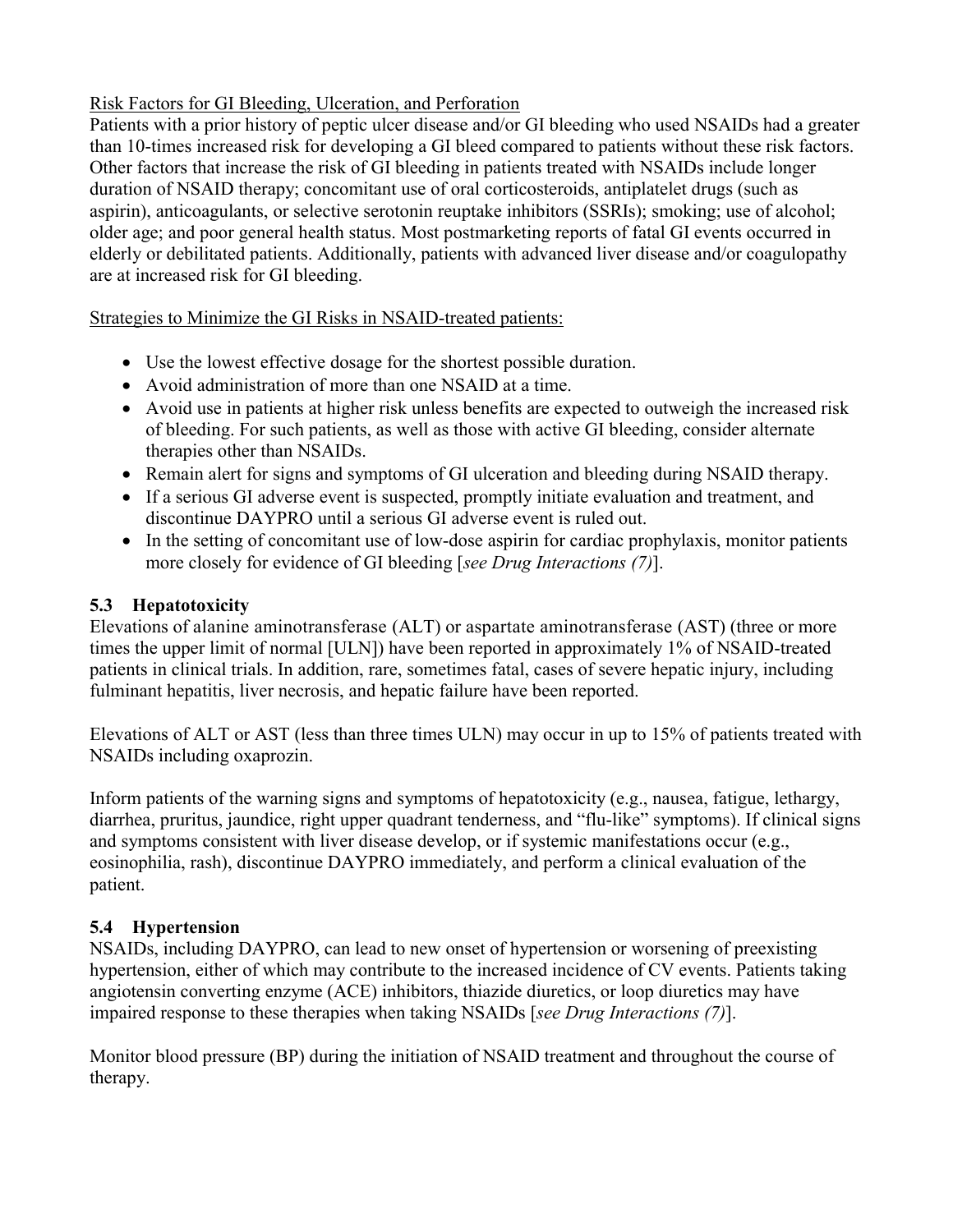Risk Factors for GI Bleeding, Ulceration, and Perforation

Patients with a prior history of peptic ulcer disease and/or GI bleeding who used NSAIDs had a greater than 10-times increased risk for developing a GI bleed compared to patients without these risk factors. Other factors that increase the risk of GI bleeding in patients treated with NSAIDs include longer duration of NSAID therapy; concomitant use of oral corticosteroids, antiplatelet drugs (such as aspirin), anticoagulants, or selective serotonin reuptake inhibitors (SSRIs); smoking; use of alcohol; older age; and poor general health status. Most postmarketing reports of fatal GI events occurred in elderly or debilitated patients. Additionally, patients with advanced liver disease and/or coagulopathy are at increased risk for GI bleeding.

Strategies to Minimize the GI Risks in NSAID-treated patients:

- Use the lowest effective dosage for the shortest possible duration.
- Avoid administration of more than one NSAID at a time.
- Avoid use in patients at higher risk unless benefits are expected to outweigh the increased risk of bleeding. For such patients, as well as those with active GI bleeding, consider alternate therapies other than NSAIDs.
- Remain alert for signs and symptoms of GI ulceration and bleeding during NSAID therapy.
- If a serious GI adverse event is suspected, promptly initiate evaluation and treatment, and discontinue DAYPRO until a serious GI adverse event is ruled out.
- In the setting of concomitant use of low-dose aspirin for cardiac prophylaxis, monitor patients more closely for evidence of GI bleeding [*see Drug Interactions (7)*].

### 5.3 Hepatotoxicity

Elevations of alanine aminotransferase (ALT) or aspartate aminotransferase (AST) (three or more times the upper limit of normal [ULN]) have been reported in approximately 1% of NSAID-treated patients in clinical trials. In addition, rare, sometimes fatal, cases of severe hepatic injury, including fulminant hepatitis, liver necrosis, and hepatic failure have been reported.

Elevations of ALT or AST (less than three times ULN) may occur in up to 15% of patients treated with NSAIDs including oxaprozin.

Inform patients of the warning signs and symptoms of hepatotoxicity (e.g., nausea, fatigue, lethargy, diarrhea, pruritus, jaundice, right upper quadrant tenderness, and "flu-like" symptoms). If clinical signs and symptoms consistent with liver disease develop, or if systemic manifestations occur (e.g., eosinophilia, rash), discontinue DAYPRO immediately, and perform a clinical evaluation of the patient.

### 5.4 Hypertension

NSAIDs, including DAYPRO, can lead to new onset of hypertension or worsening of preexisting hypertension, either of which may contribute to the increased incidence of CV events. Patients taking angiotensin converting enzyme (ACE) inhibitors, thiazide diuretics, or loop diuretics may have impaired response to these therapies when taking NSAIDs [*see Drug Interactions (7)*].

Monitor blood pressure (BP) during the initiation of NSAID treatment and throughout the course of therapy.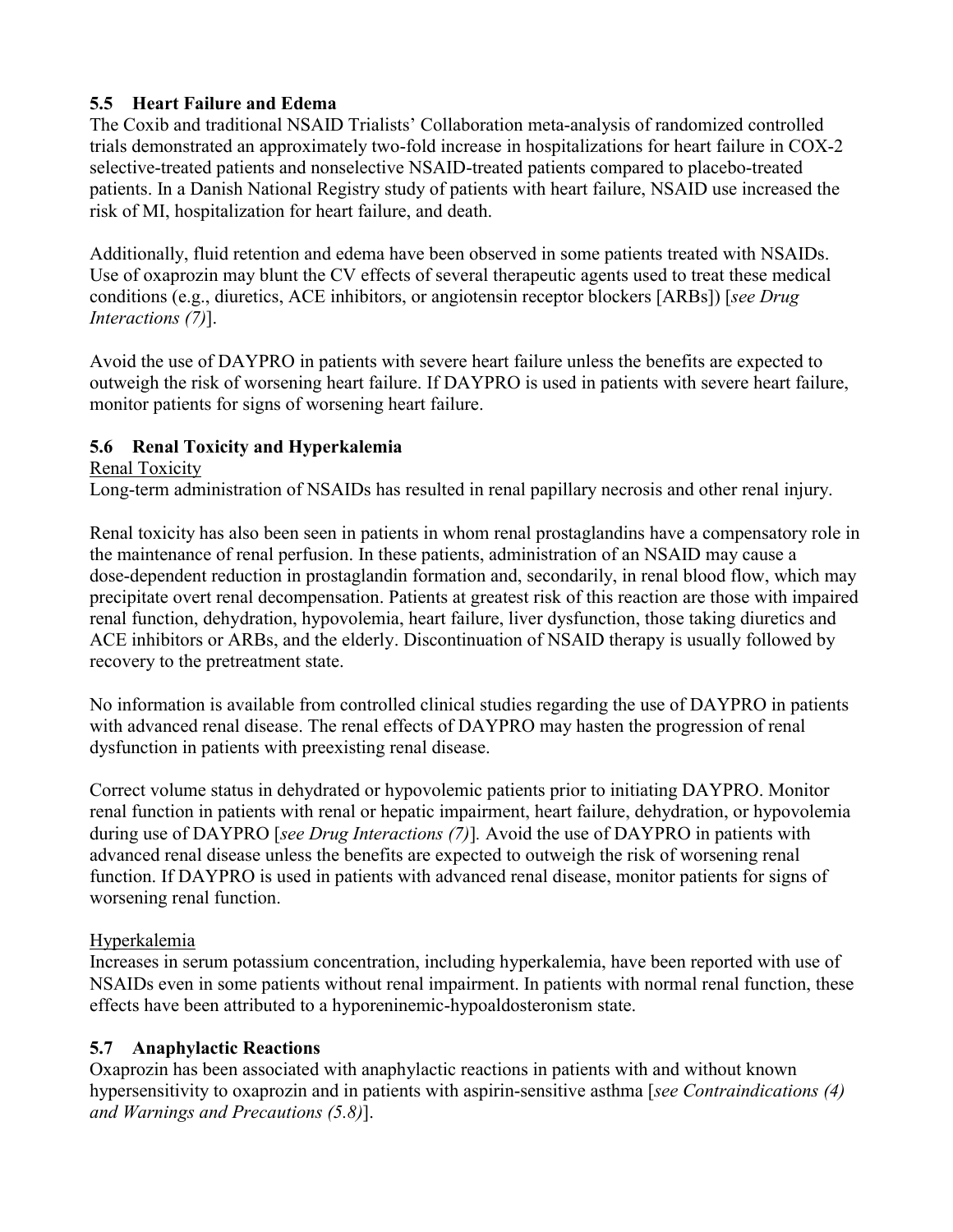### 5.5 Heart Failure and Edema

The Coxib and traditional NSAID Trialists' Collaboration meta-analysis of randomized controlled trials demonstrated an approximately two-fold increase in hospitalizations for heart failure in COX-2 selective-treated patients and nonselective NSAID-treated patients compared to placebo-treated patients. In a Danish National Registry study of patients with heart failure, NSAID use increased the risk of MI, hospitalization for heart failure, and death.

Additionally, fluid retention and edema have been observed in some patients treated with NSAIDs. Use of oxaprozin may blunt the CV effects of several therapeutic agents used to treat these medical conditions (e.g., diuretics, ACE inhibitors, or angiotensin receptor blockers [ARBs]) [*see Drug Interactions (7)*].

Avoid the use of DAYPRO in patients with severe heart failure unless the benefits are expected to outweigh the risk of worsening heart failure. If DAYPRO is used in patients with severe heart failure, monitor patients for signs of worsening heart failure.

### 5.6 Renal Toxicity and Hyperkalemia

Renal Toxicity

Long-term administration of NSAIDs has resulted in renal papillary necrosis and other renal injury.

Renal toxicity has also been seen in patients in whom renal prostaglandins have a compensatory role in the maintenance of renal perfusion. In these patients, administration of an NSAID may cause a dose-dependent reduction in prostaglandin formation and, secondarily, in renal blood flow, which may precipitate overt renal decompensation. Patients at greatest risk of this reaction are those with impaired renal function, dehydration, hypovolemia, heart failure, liver dysfunction, those taking diuretics and ACE inhibitors or ARBs, and the elderly. Discontinuation of NSAID therapy is usually followed by recovery to the pretreatment state.

No information is available from controlled clinical studies regarding the use of DAYPRO in patients with advanced renal disease. The renal effects of DAYPRO may hasten the progression of renal dysfunction in patients with preexisting renal disease.

Correct volume status in dehydrated or hypovolemic patients prior to initiating DAYPRO. Monitor renal function in patients with renal or hepatic impairment, heart failure, dehydration, or hypovolemia during use of DAYPRO [*see Drug Interactions (7)*]*.* Avoid the use of DAYPRO in patients with advanced renal disease unless the benefits are expected to outweigh the risk of worsening renal function. If DAYPRO is used in patients with advanced renal disease, monitor patients for signs of worsening renal function.

Hyperkalemia

Increases in serum potassium concentration, including hyperkalemia, have been reported with use of NSAIDs even in some patients without renal impairment. In patients with normal renal function, these effects have been attributed to a hyporeninemic-hypoaldosteronism state.

### 5.7 Anaphylactic Reactions

Oxaprozin has been associated with anaphylactic reactions in patients with and without known hypersensitivity to oxaprozin and in patients with aspirin-sensitive asthma [*see Contraindications (4) and Warnings and Precautions (5.8)*].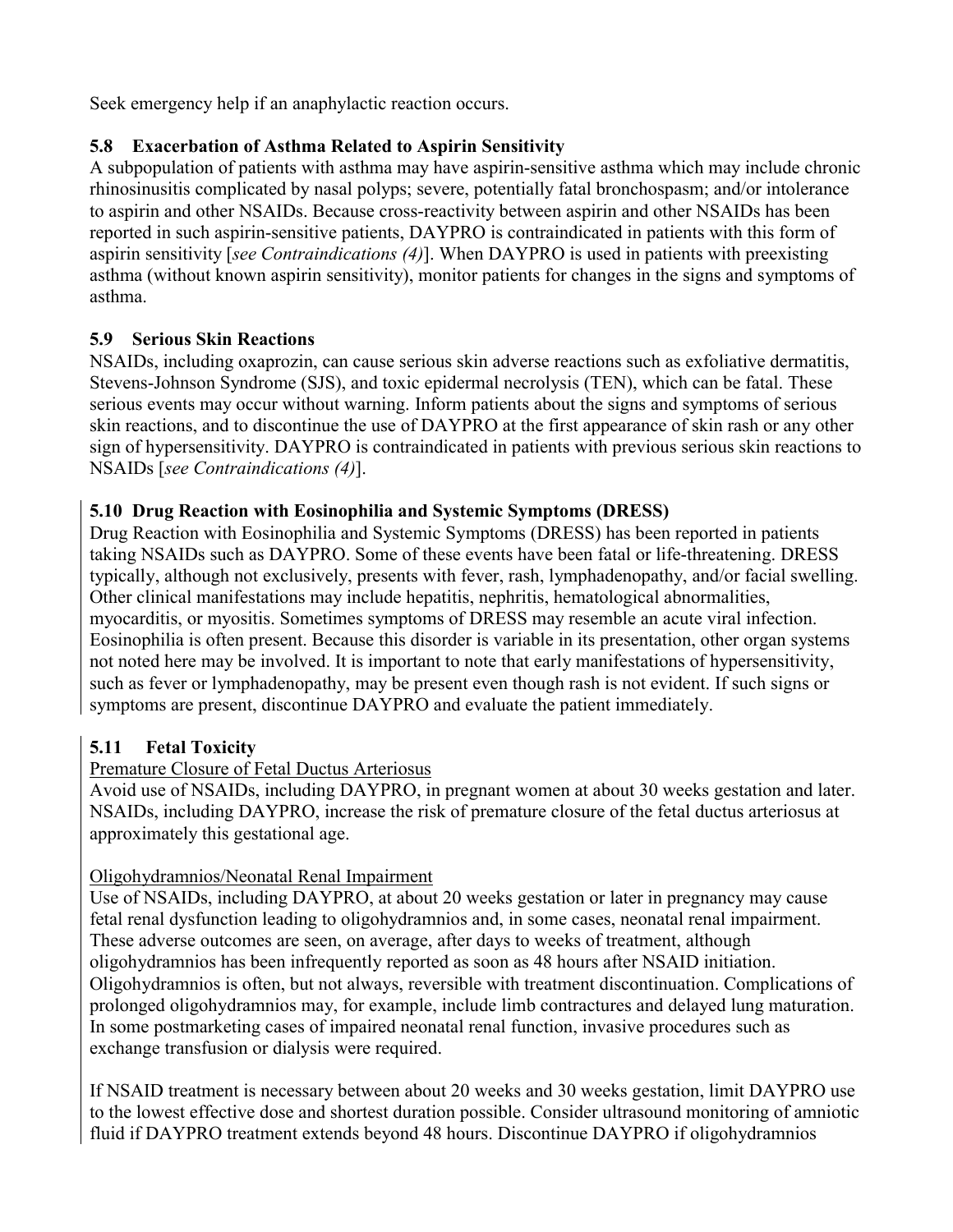Seek emergency help if an anaphylactic reaction occurs.

### 5.8 Exacerbation of Asthma Related to Aspirin Sensitivity

A subpopulation of patients with asthma may have aspirin-sensitive asthma which may include chronic rhinosinusitis complicated by nasal polyps; severe, potentially fatal bronchospasm; and/or intolerance to aspirin and other NSAIDs. Because cross-reactivity between aspirin and other NSAIDs has been reported in such aspirin-sensitive patients, DAYPRO is contraindicated in patients with this form of aspirin sensitivity [*see Contraindications (4)*]. When DAYPRO is used in patients with preexisting asthma (without known aspirin sensitivity), monitor patients for changes in the signs and symptoms of asthma.

### 5.9 Serious Skin Reactions

NSAIDs, including oxaprozin, can cause serious skin adverse reactions such as exfoliative dermatitis, Stevens-Johnson Syndrome (SJS), and toxic epidermal necrolysis (TEN), which can be fatal. These serious events may occur without warning. Inform patients about the signs and symptoms of serious skin reactions, and to discontinue the use of DAYPRO at the first appearance of skin rash or any other sign of hypersensitivity. DAYPRO is contraindicated in patients with previous serious skin reactions to NSAIDs [*see Contraindications (4)*].

### 5.10 Drug Reaction with Eosinophilia and Systemic Symptoms (DRESS)

Drug Reaction with Eosinophilia and Systemic Symptoms (DRESS) has been reported in patients taking NSAIDs such as DAYPRO. Some of these events have been fatal or life-threatening. DRESS typically, although not exclusively, presents with fever, rash, lymphadenopathy, and/or facial swelling. Other clinical manifestations may include hepatitis, nephritis, hematological abnormalities, myocarditis, or myositis. Sometimes symptoms of DRESS may resemble an acute viral infection. Eosinophilia is often present. Because this disorder is variable in its presentation, other organ systems not noted here may be involved. It is important to note that early manifestations of hypersensitivity, such as fever or lymphadenopathy, may be present even though rash is not evident. If such signs or symptoms are present, discontinue DAYPRO and evaluate the patient immediately.

### 5.11 Fetal Toxicity

Premature Closure of Fetal Ductus Arteriosus

Avoid use of NSAIDs, including DAYPRO, in pregnant women at about 30 weeks gestation and later. NSAIDs, including DAYPRO, increase the risk of premature closure of the fetal ductus arteriosus at approximately this gestational age.

Oligohydramnios/Neonatal Renal Impairment

Use of NSAIDs, including DAYPRO, at about 20 weeks gestation or later in pregnancy may cause fetal renal dysfunction leading to oligohydramnios and, in some cases, neonatal renal impairment. These adverse outcomes are seen, on average, after days to weeks of treatment, although oligohydramnios has been infrequently reported as soon as 48 hours after NSAID initiation. Oligohydramnios is often, but not always, reversible with treatment discontinuation. Complications of prolonged oligohydramnios may, for example, include limb contractures and delayed lung maturation. In some postmarketing cases of impaired neonatal renal function, invasive procedures such as exchange transfusion or dialysis were required.

If NSAID treatment is necessary between about 20 weeks and 30 weeks gestation, limit DAYPRO use to the lowest effective dose and shortest duration possible. Consider ultrasound monitoring of amniotic fluid if DAYPRO treatment extends beyond 48 hours. Discontinue DAYPRO if oligohydramnios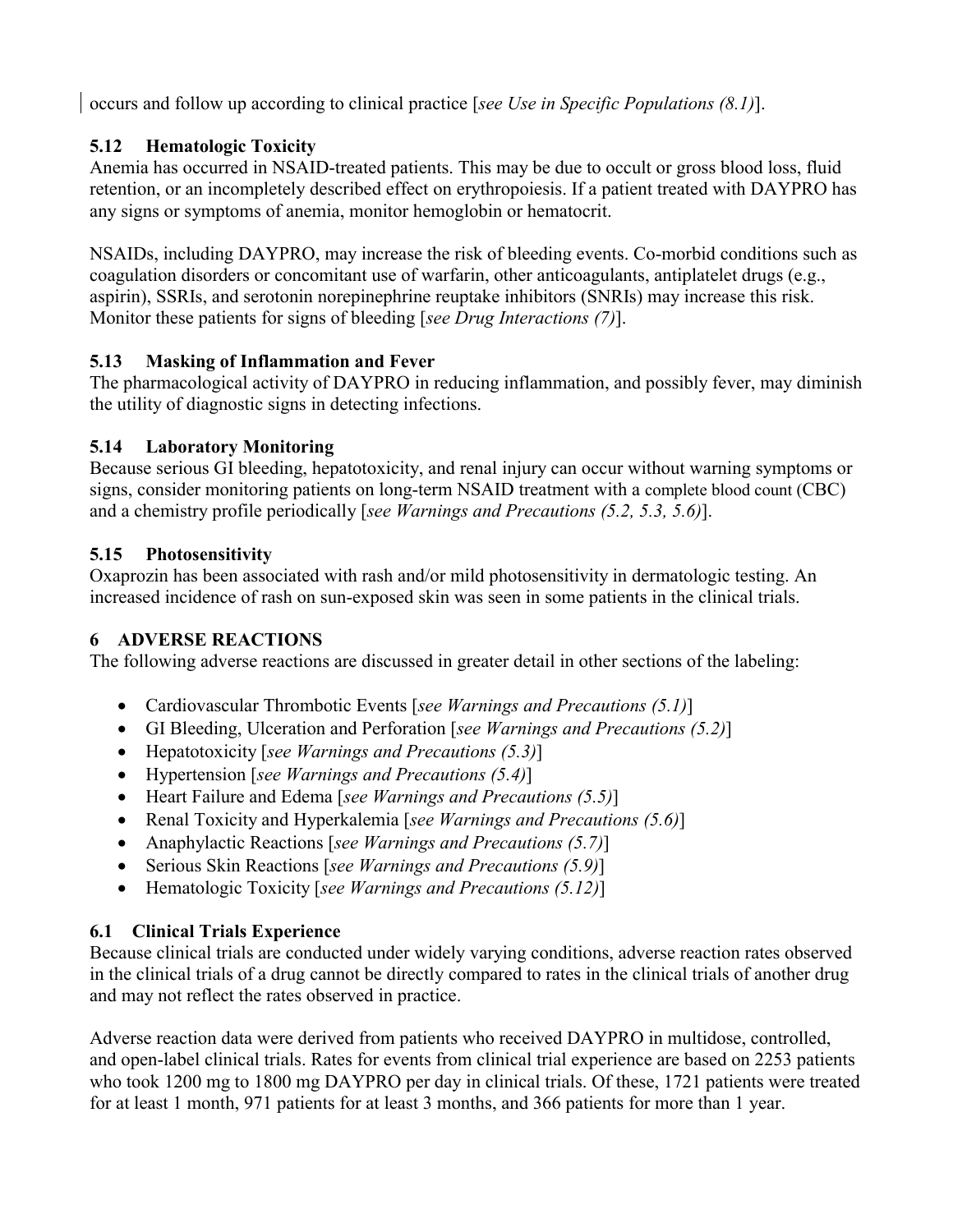occurs and follow up according to clinical practice [*see Use in Specific Populations (8.1)*].

### 5.12 Hematologic Toxicity

Anemia has occurred in NSAID-treated patients. This may be due to occult or gross blood loss, fluid retention, or an incompletely described effect on erythropoiesis. If a patient treated with DAYPRO has any signs or symptoms of anemia, monitor hemoglobin or hematocrit.

NSAIDs, including DAYPRO, may increase the risk of bleeding events. Co-morbid conditions such as coagulation disorders or concomitant use of warfarin, other anticoagulants, antiplatelet drugs (e.g., aspirin), SSRIs, and serotonin norepinephrine reuptake inhibitors (SNRIs) may increase this risk. Monitor these patients for signs of bleeding [*see Drug Interactions (7)*].

### 5.13 Masking of Inflammation and Fever

The pharmacological activity of DAYPRO in reducing inflammation, and possibly fever, may diminish the utility of diagnostic signs in detecting infections.

### 5.14 Laboratory Monitoring

Because serious GI bleeding, hepatotoxicity, and renal injury can occur without warning symptoms or signs, consider monitoring patients on long-term NSAID treatment with a complete blood count (CBC) and a chemistry profile periodically [*see Warnings and Precautions (5.2, 5.3, 5.6)*].

### 5.15 Photosensitivity

Oxaprozin has been associated with rash and/or mild photosensitivity in dermatologic testing. An increased incidence of rash on sun-exposed skin was seen in some patients in the clinical trials.

## 6 ADVERSE REACTIONS

The following adverse reactions are discussed in greater detail in other sections of the labeling:

- Cardiovascular Thrombotic Events [*see Warnings and Precautions (5.1)*]
- GI Bleeding, Ulceration and Perforation [*see Warnings and Precautions (5.2)*]
- Hepatotoxicity [*see Warnings and Precautions (5.3)*]
- Hypertension [*see Warnings and Precautions (5.4)*]
- Heart Failure and Edema [*see Warnings and Precautions (5.5)*]
- Renal Toxicity and Hyperkalemia [*see Warnings and Precautions (5.6)*]
- Anaphylactic Reactions [*see Warnings and Precautions (5.7)*]
- Serious Skin Reactions [*see Warnings and Precautions (5.9)*]
- Hematologic Toxicity [*see Warnings and Precautions (5.12)*]

### 6.1 Clinical Trials Experience

Because clinical trials are conducted under widely varying conditions, adverse reaction rates observed in the clinical trials of a drug cannot be directly compared to rates in the clinical trials of another drug and may not reflect the rates observed in practice.

Adverse reaction data were derived from patients who received DAYPRO in multidose, controlled, and open-label clinical trials. Rates for events from clinical trial experience are based on 2253 patients who took 1200 mg to 1800 mg DAYPRO per day in clinical trials. Of these, 1721 patients were treated for at least 1 month, 971 patients for at least 3 months, and 366 patients for more than 1 year.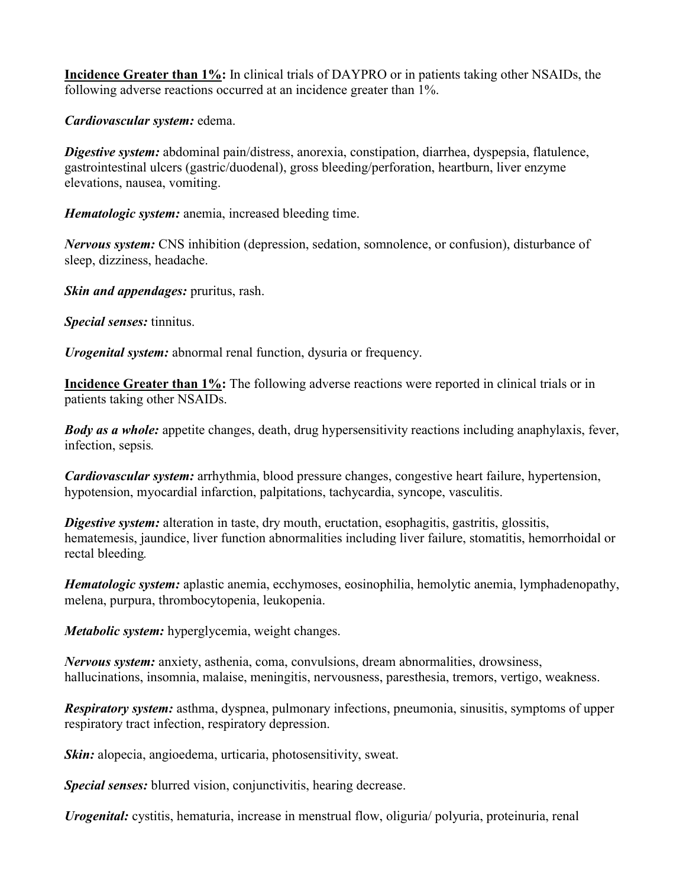**Incidence Greater than 1%:** In clinical trials of DAYPRO or in patients taking other NSAIDs, the following adverse reactions occurred at an incidence greater than 1%.

***Cardiovascular system:*** edema.

***Digestive system:*** abdominal pain/distress, anorexia, constipation, diarrhea, dyspepsia, flatulence, gastrointestinal ulcers (gastric/duodenal), gross bleeding/perforation, heartburn, liver enzyme elevations, nausea, vomiting.

***Hematologic system:*** anemia, increased bleeding time.

***Nervous system:*** CNS inhibition (depression, sedation, somnolence, or confusion), disturbance of sleep, dizziness, headache.

***Skin and appendages:*** pruritus, rash.

***Special senses:*** tinnitus.

***Urogenital system:*** abnormal renal function, dysuria or frequency.

**Incidence Greater than 1%:** The following adverse reactions were reported in clinical trials or in patients taking other NSAIDs.

***Body as a whole:*** appetite changes, death, drug hypersensitivity reactions including anaphylaxis, fever, infection, sepsis.

***Cardiovascular system:*** arrhythmia, blood pressure changes, congestive heart failure, hypertension, hypotension, myocardial infarction, palpitations, tachycardia, syncope, vasculitis.

***Digestive system:*** alteration in taste, dry mouth, eructation, esophagitis, gastritis, glossitis, hematemesis, jaundice, liver function abnormalities including liver failure, stomatitis, hemorrhoidal or rectal bleeding.

***Hematologic system:*** aplastic anemia, ecchymoses, eosinophilia, hemolytic anemia, lymphadenopathy, melena, purpura, thrombocytopenia, leukopenia.

***Metabolic system:*** hyperglycemia, weight changes.

***Nervous system:*** anxiety, asthenia, coma, convulsions, dream abnormalities, drowsiness, hallucinations, insomnia, malaise, meningitis, nervousness, paresthesia, tremors, vertigo, weakness.

***Respiratory system:*** asthma, dyspnea, pulmonary infections, pneumonia, sinusitis, symptoms of upper respiratory tract infection, respiratory depression.

***Skin:*** alopecia, angioedema, urticaria, photosensitivity, sweat.

***Special senses:*** blurred vision, conjunctivitis, hearing decrease.

***Urogenital:*** cystitis, hematuria, increase in menstrual flow, oliguria/ polyuria, proteinuria, renal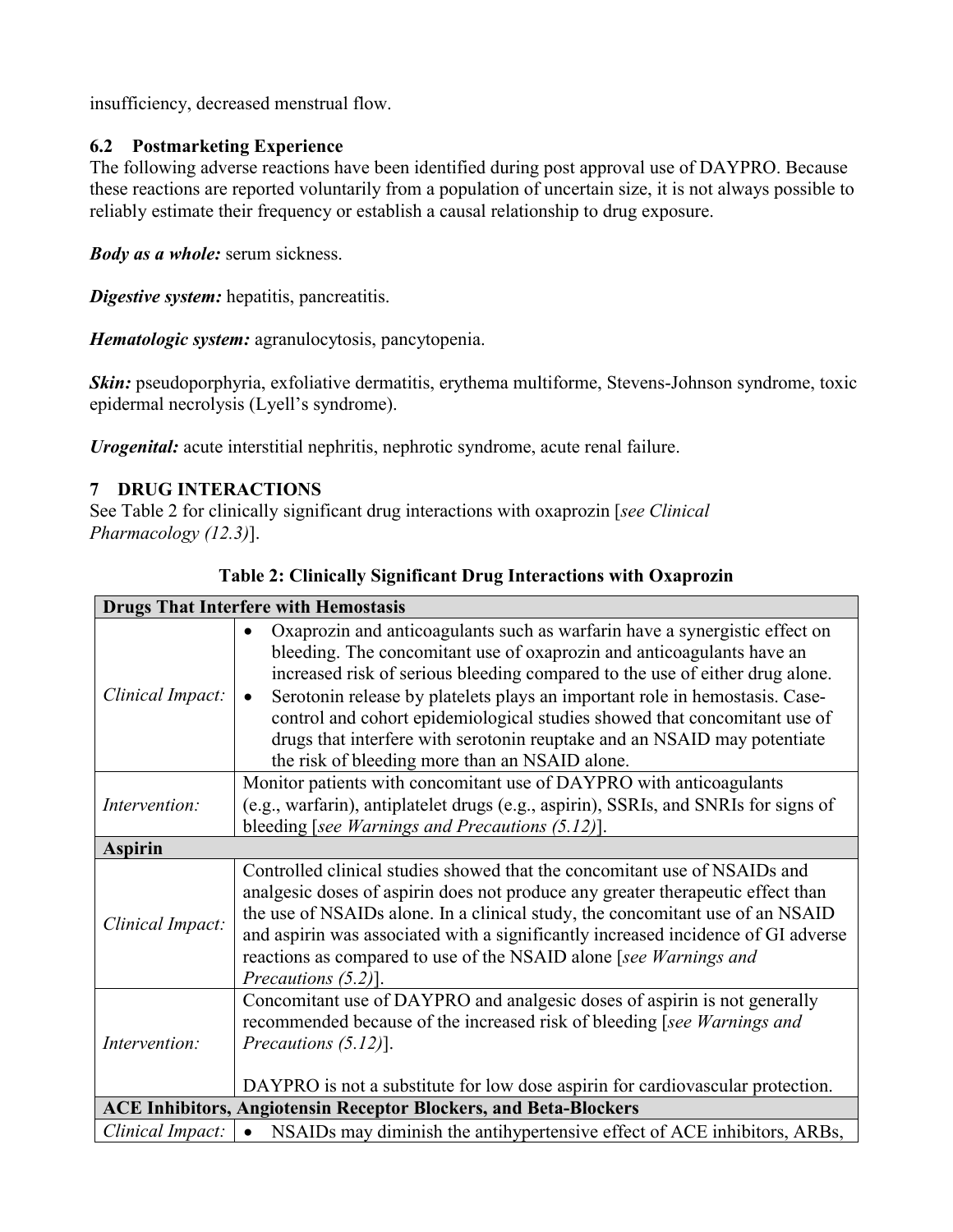insufficiency, decreased menstrual flow.

### 6.2 Postmarketing Experience

The following adverse reactions have been identified during post approval use of DAYPRO. Because these reactions are reported voluntarily from a population of uncertain size, it is not always possible to reliably estimate their frequency or establish a causal relationship to drug exposure.

***Body as a whole:*** serum sickness.

***Digestive system:*** hepatitis, pancreatitis.

***Hematologic system:*** agranulocytosis, pancytopenia.

***Skin:*** pseudoporphyria, exfoliative dermatitis, erythema multiforme, Stevens-Johnson syndrome, toxic epidermal necrolysis (Lyell's syndrome).

***Urogenital:*** acute interstitial nephritis, nephrotic syndrome, acute renal failure.

## 7 DRUG INTERACTIONS

See Table 2 for clinically significant drug interactions with oxaprozin [*see Clinical Pharmacology (12.3)*].

**Table 2: Clinically Significant Drug Interactions with Oxaprozin**

| **Drugs That Interfere with Hemostasis** | |
|---|---|
| *Clinical Impact:* | • Oxaprozin and anticoagulants such as warfarin have a synergistic effect on bleeding. The concomitant use of oxaprozin and anticoagulants have an increased risk of serious bleeding compared to the use of either drug alone.<br>• Serotonin release by platelets plays an important role in hemostasis. Case-control and cohort epidemiological studies showed that concomitant use of drugs that interfere with serotonin reuptake and an NSAID may potentiate the risk of bleeding more than an NSAID alone. |
| *Intervention:* | Monitor patients with concomitant use of DAYPRO with anticoagulants (e.g., warfarin), antiplatelet drugs (e.g., aspirin), SSRIs, and SNRIs for signs of bleeding [*see Warnings and Precautions (5.12)*]. |
| **Aspirin** | |
| *Clinical Impact:* | Controlled clinical studies showed that the concomitant use of NSAIDs and analgesic doses of aspirin does not produce any greater therapeutic effect than the use of NSAIDs alone. In a clinical study, the concomitant use of an NSAID and aspirin was associated with a significantly increased incidence of GI adverse reactions as compared to use of the NSAID alone [*see Warnings and Precautions (5.2)*]. |
| *Intervention:* | Concomitant use of DAYPRO and analgesic doses of aspirin is not generally recommended because of the increased risk of bleeding [*see Warnings and Precautions (5.12)*].<br><br>DAYPRO is not a substitute for low dose aspirin for cardiovascular protection. |
| **ACE Inhibitors, Angiotensin Receptor Blockers, and Beta-Blockers** | |
| *Clinical Impact:* | • NSAIDs may diminish the antihypertensive effect of ACE inhibitors, ARBs, |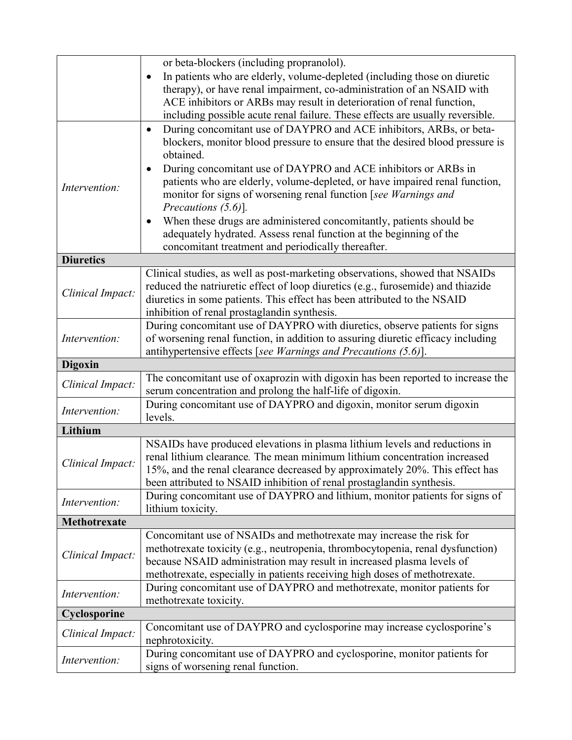| | |
|---|---|
| | or beta-blockers (including propranolol).<br>• In patients who are elderly, volume-depleted (including those on diuretic therapy), or have renal impairment, co-administration of an NSAID with ACE inhibitors or ARBs may result in deterioration of renal function, including possible acute renal failure. These effects are usually reversible. |
| *Intervention:* | • During concomitant use of DAYPRO and ACE inhibitors, ARBs, or beta-blockers, monitor blood pressure to ensure that the desired blood pressure is obtained.<br>• During concomitant use of DAYPRO and ACE inhibitors or ARBs in patients who are elderly, volume-depleted, or have impaired renal function, monitor for signs of worsening renal function [*see Warnings and Precautions (5.6)*].<br>• When these drugs are administered concomitantly, patients should be adequately hydrated. Assess renal function at the beginning of the concomitant treatment and periodically thereafter. |
| **Diuretics** | |
| *Clinical Impact:* | Clinical studies, as well as post-marketing observations, showed that NSAIDs reduced the natriuretic effect of loop diuretics (e.g., furosemide) and thiazide diuretics in some patients. This effect has been attributed to the NSAID inhibition of renal prostaglandin synthesis. |
| *Intervention:* | During concomitant use of DAYPRO with diuretics, observe patients for signs of worsening renal function, in addition to assuring diuretic efficacy including antihypertensive effects [*see Warnings and Precautions (5.6)*]. |
| **Digoxin** | |
| *Clinical Impact:* | The concomitant use of oxaprozin with digoxin has been reported to increase the serum concentration and prolong the half-life of digoxin. |
| *Intervention:* | During concomitant use of DAYPRO and digoxin, monitor serum digoxin levels. |
| **Lithium** | |
| *Clinical Impact:* | NSAIDs have produced elevations in plasma lithium levels and reductions in renal lithium clearance. The mean minimum lithium concentration increased 15%, and the renal clearance decreased by approximately 20%. This effect has been attributed to NSAID inhibition of renal prostaglandin synthesis. |
| *Intervention:* | During concomitant use of DAYPRO and lithium, monitor patients for signs of lithium toxicity. |
| **Methotrexate** | |
| *Clinical Impact:* | Concomitant use of NSAIDs and methotrexate may increase the risk for methotrexate toxicity (e.g., neutropenia, thrombocytopenia, renal dysfunction) because NSAID administration may result in increased plasma levels of methotrexate, especially in patients receiving high doses of methotrexate. |
| *Intervention:* | During concomitant use of DAYPRO and methotrexate, monitor patients for methotrexate toxicity. |
| **Cyclosporine** | |
| *Clinical Impact:* | Concomitant use of DAYPRO and cyclosporine may increase cyclosporine's nephrotoxicity. |
| *Intervention:* | During concomitant use of DAYPRO and cyclosporine, monitor patients for signs of worsening renal function. |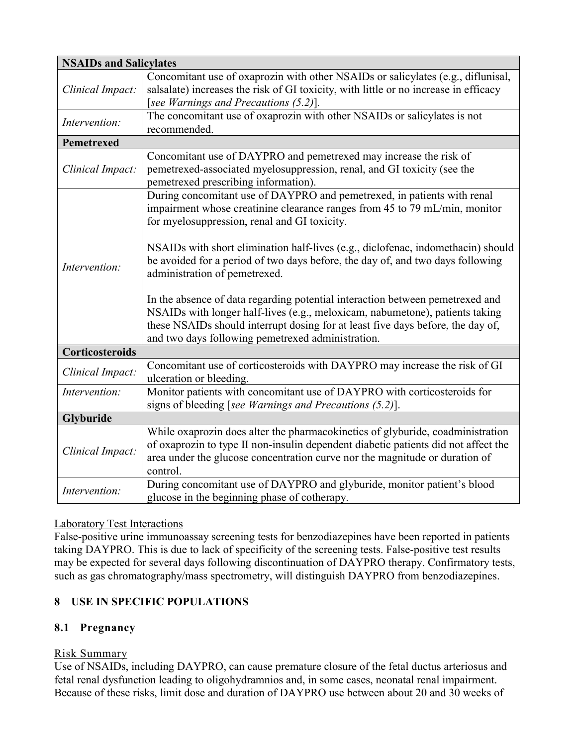| **NSAIDs and Salicylates** | |
|---|---|
| *Clinical Impact:* | Concomitant use of oxaprozin with other NSAIDs or salicylates (e.g., diflunisal, salsalate) increases the risk of GI toxicity, with little or no increase in efficacy [*see Warnings and Precautions (5.2)*]. |
| *Intervention:* | The concomitant use of oxaprozin with other NSAIDs or salicylates is not recommended. |
| **Pemetrexed** | |
| *Clinical Impact:* | Concomitant use of DAYPRO and pemetrexed may increase the risk of pemetrexed-associated myelosuppression, renal, and GI toxicity (see the pemetrexed prescribing information). |
| *Intervention:* | During concomitant use of DAYPRO and pemetrexed, in patients with renal impairment whose creatinine clearance ranges from 45 to 79 mL/min, monitor for myelosuppression, renal and GI toxicity.<br><br>NSAIDs with short elimination half-lives (e.g., diclofenac, indomethacin) should be avoided for a period of two days before, the day of, and two days following administration of pemetrexed.<br><br>In the absence of data regarding potential interaction between pemetrexed and NSAIDs with longer half-lives (e.g., meloxicam, nabumetone), patients taking these NSAIDs should interrupt dosing for at least five days before, the day of, and two days following pemetrexed administration. |
| **Corticosteroids** | |
| *Clinical Impact:* | Concomitant use of corticosteroids with DAYPRO may increase the risk of GI ulceration or bleeding. |
| *Intervention:* | Monitor patients with concomitant use of DAYPRO with corticosteroids for signs of bleeding [*see Warnings and Precautions (5.2)*]. |
| **Glyburide** | |
| *Clinical Impact:* | While oxaprozin does alter the pharmacokinetics of glyburide, coadministration of oxaprozin to type II non-insulin dependent diabetic patients did not affect the area under the glucose concentration curve nor the magnitude or duration of control. |
| *Intervention:* | During concomitant use of DAYPRO and glyburide, monitor patient's blood glucose in the beginning phase of cotherapy. |

Laboratory Test Interactions

False-positive urine immunoassay screening tests for benzodiazepines have been reported in patients taking DAYPRO. This is due to lack of specificity of the screening tests. False-positive test results may be expected for several days following discontinuation of DAYPRO therapy. Confirmatory tests, such as gas chromatography/mass spectrometry, will distinguish DAYPRO from benzodiazepines.

## 8 USE IN SPECIFIC POPULATIONS

### 8.1 Pregnancy

Risk Summary

Use of NSAIDs, including DAYPRO, can cause premature closure of the fetal ductus arteriosus and fetal renal dysfunction leading to oligohydramnios and, in some cases, neonatal renal impairment. Because of these risks, limit dose and duration of DAYPRO use between about 20 and 30 weeks of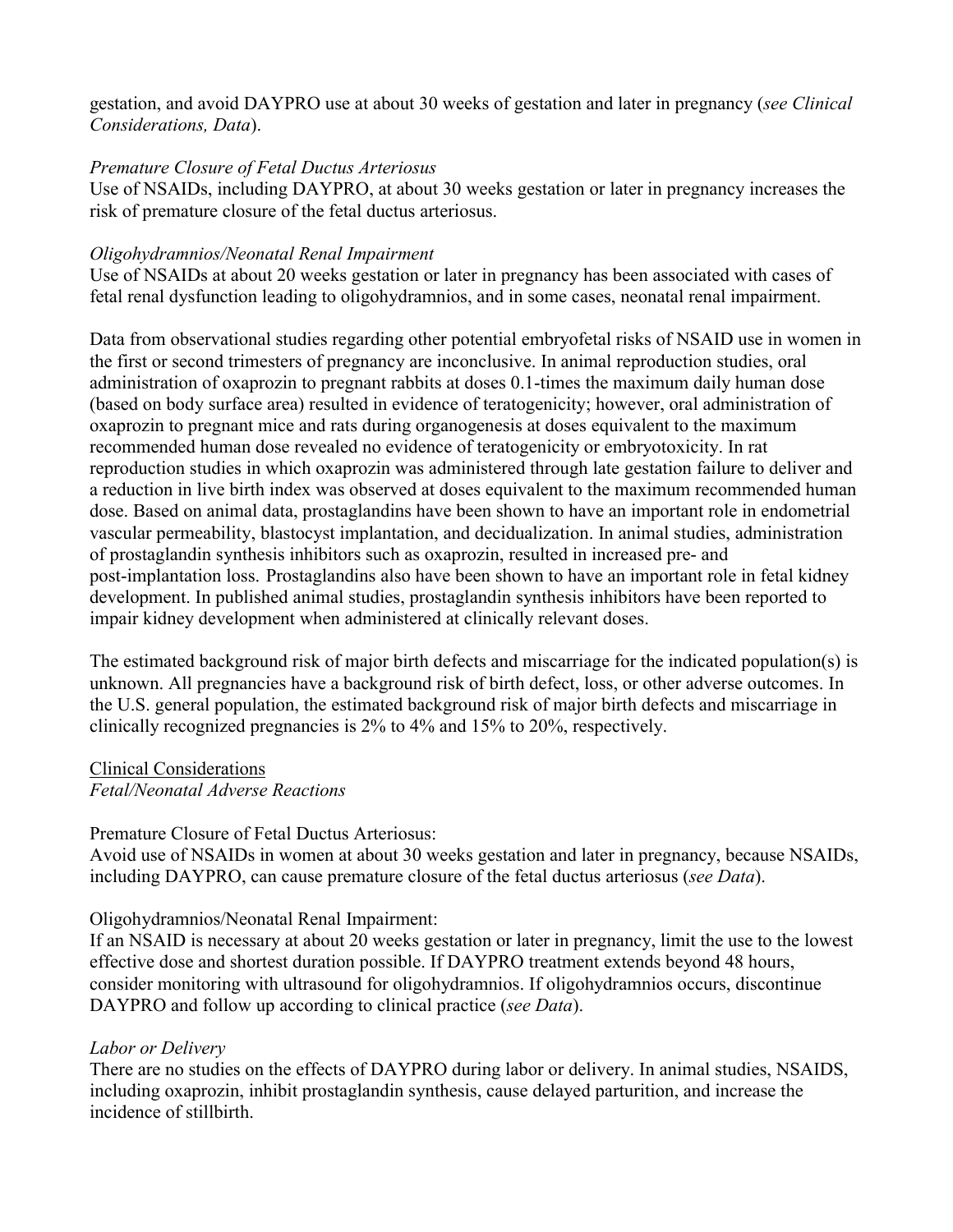gestation, and avoid DAYPRO use at about 30 weeks of gestation and later in pregnancy (*see Clinical Considerations, Data*).

*Premature Closure of Fetal Ductus Arteriosus*
Use of NSAIDs, including DAYPRO, at about 30 weeks gestation or later in pregnancy increases the risk of premature closure of the fetal ductus arteriosus.

*Oligohydramnios/Neonatal Renal Impairment*
Use of NSAIDs at about 20 weeks gestation or later in pregnancy has been associated with cases of fetal renal dysfunction leading to oligohydramnios, and in some cases, neonatal renal impairment.

Data from observational studies regarding other potential embryofetal risks of NSAID use in women in the first or second trimesters of pregnancy are inconclusive. In animal reproduction studies, oral administration of oxaprozin to pregnant rabbits at doses 0.1-times the maximum daily human dose (based on body surface area) resulted in evidence of teratogenicity; however, oral administration of oxaprozin to pregnant mice and rats during organogenesis at doses equivalent to the maximum recommended human dose revealed no evidence of teratogenicity or embryotoxicity. In rat reproduction studies in which oxaprozin was administered through late gestation failure to deliver and a reduction in live birth index was observed at doses equivalent to the maximum recommended human dose. Based on animal data, prostaglandins have been shown to have an important role in endometrial vascular permeability, blastocyst implantation, and decidualization. In animal studies, administration of prostaglandin synthesis inhibitors such as oxaprozin, resulted in increased pre- and post-implantation loss. Prostaglandins also have been shown to have an important role in fetal kidney development. In published animal studies, prostaglandin synthesis inhibitors have been reported to impair kidney development when administered at clinically relevant doses.

The estimated background risk of major birth defects and miscarriage for the indicated population(s) is unknown. All pregnancies have a background risk of birth defect, loss, or other adverse outcomes. In the U.S. general population, the estimated background risk of major birth defects and miscarriage in clinically recognized pregnancies is 2% to 4% and 15% to 20%, respectively.

Clinical Considerations
*Fetal/Neonatal Adverse Reactions*

Premature Closure of Fetal Ductus Arteriosus:
Avoid use of NSAIDs in women at about 30 weeks gestation and later in pregnancy, because NSAIDs, including DAYPRO, can cause premature closure of the fetal ductus arteriosus (*see Data*).

Oligohydramnios/Neonatal Renal Impairment:
If an NSAID is necessary at about 20 weeks gestation or later in pregnancy, limit the use to the lowest effective dose and shortest duration possible. If DAYPRO treatment extends beyond 48 hours, consider monitoring with ultrasound for oligohydramnios. If oligohydramnios occurs, discontinue DAYPRO and follow up according to clinical practice (*see Data*).

*Labor or Delivery*
There are no studies on the effects of DAYPRO during labor or delivery. In animal studies, NSAIDS, including oxaprozin, inhibit prostaglandin synthesis, cause delayed parturition, and increase the incidence of stillbirth.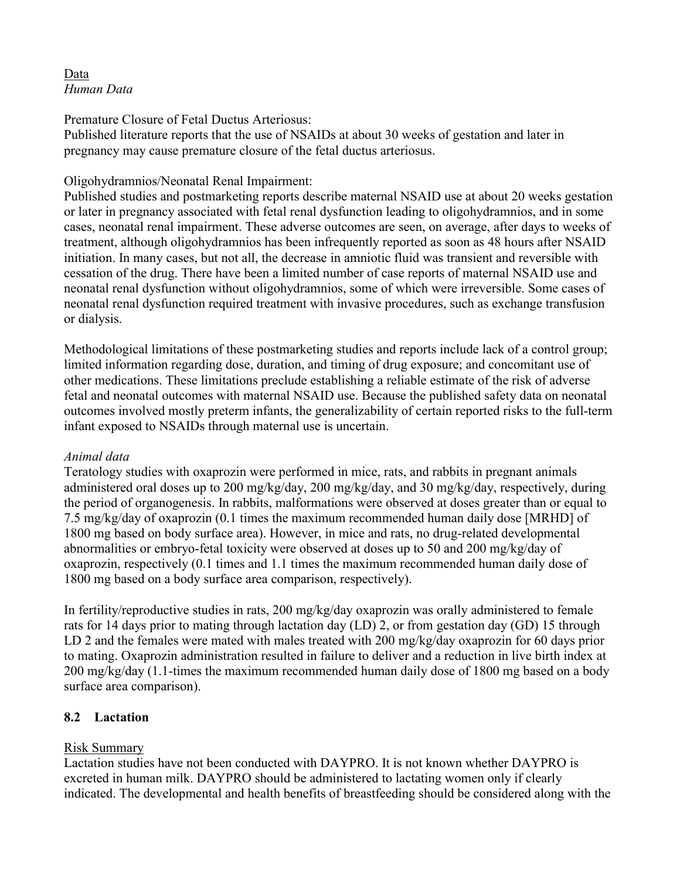Data
*Human Data*

Premature Closure of Fetal Ductus Arteriosus:
Published literature reports that the use of NSAIDs at about 30 weeks of gestation and later in pregnancy may cause premature closure of the fetal ductus arteriosus.

Oligohydramnios/Neonatal Renal Impairment:
Published studies and postmarketing reports describe maternal NSAID use at about 20 weeks gestation or later in pregnancy associated with fetal renal dysfunction leading to oligohydramnios, and in some cases, neonatal renal impairment. These adverse outcomes are seen, on average, after days to weeks of treatment, although oligohydramnios has been infrequently reported as soon as 48 hours after NSAID initiation. In many cases, but not all, the decrease in amniotic fluid was transient and reversible with cessation of the drug. There have been a limited number of case reports of maternal NSAID use and neonatal renal dysfunction without oligohydramnios, some of which were irreversible. Some cases of neonatal renal dysfunction required treatment with invasive procedures, such as exchange transfusion or dialysis.

Methodological limitations of these postmarketing studies and reports include lack of a control group; limited information regarding dose, duration, and timing of drug exposure; and concomitant use of other medications. These limitations preclude establishing a reliable estimate of the risk of adverse fetal and neonatal outcomes with maternal NSAID use. Because the published safety data on neonatal outcomes involved mostly preterm infants, the generalizability of certain reported risks to the full-term infant exposed to NSAIDs through maternal use is uncertain.

*Animal data*
Teratology studies with oxaprozin were performed in mice, rats, and rabbits in pregnant animals administered oral doses up to 200 mg/kg/day, 200 mg/kg/day, and 30 mg/kg/day, respectively, during the period of organogenesis. In rabbits, malformations were observed at doses greater than or equal to 7.5 mg/kg/day of oxaprozin (0.1 times the maximum recommended human daily dose [MRHD] of 1800 mg based on body surface area). However, in mice and rats, no drug-related developmental abnormalities or embryo-fetal toxicity were observed at doses up to 50 and 200 mg/kg/day of oxaprozin, respectively (0.1 times and 1.1 times the maximum recommended human daily dose of 1800 mg based on a body surface area comparison, respectively).

In fertility/reproductive studies in rats, 200 mg/kg/day oxaprozin was orally administered to female rats for 14 days prior to mating through lactation day (LD) 2, or from gestation day (GD) 15 through LD 2 and the females were mated with males treated with 200 mg/kg/day oxaprozin for 60 days prior to mating. Oxaprozin administration resulted in failure to deliver and a reduction in live birth index at 200 mg/kg/day (1.1-times the maximum recommended human daily dose of 1800 mg based on a body surface area comparison).

## 8.2 Lactation

Risk Summary
Lactation studies have not been conducted with DAYPRO. It is not known whether DAYPRO is excreted in human milk. DAYPRO should be administered to lactating women only if clearly indicated. The developmental and health benefits of breastfeeding should be considered along with the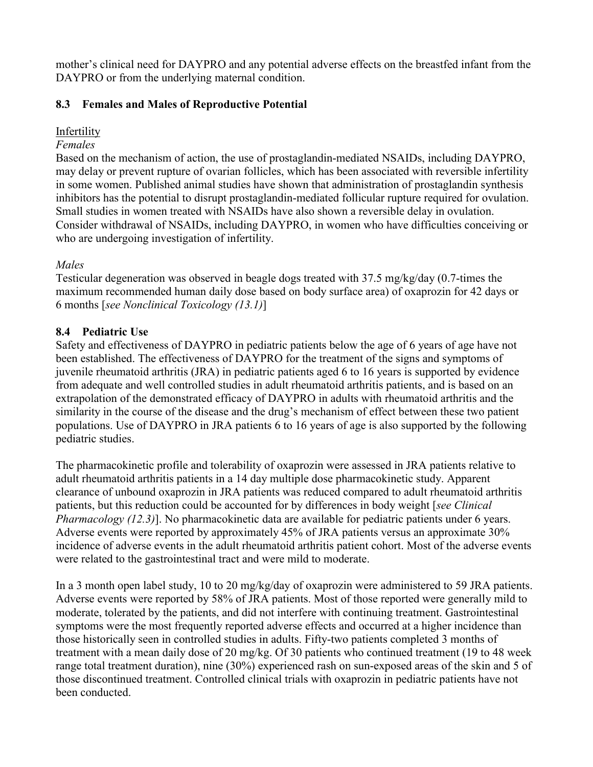mother's clinical need for DAYPRO and any potential adverse effects on the breastfed infant from the DAYPRO or from the underlying maternal condition.

### 8.3 Females and Males of Reproductive Potential

Infertility

*Females*

Based on the mechanism of action, the use of prostaglandin-mediated NSAIDs, including DAYPRO, may delay or prevent rupture of ovarian follicles, which has been associated with reversible infertility in some women. Published animal studies have shown that administration of prostaglandin synthesis inhibitors has the potential to disrupt prostaglandin-mediated follicular rupture required for ovulation. Small studies in women treated with NSAIDs have also shown a reversible delay in ovulation. Consider withdrawal of NSAIDs, including DAYPRO, in women who have difficulties conceiving or who are undergoing investigation of infertility.

*Males*

Testicular degeneration was observed in beagle dogs treated with 37.5 mg/kg/day (0.7-times the maximum recommended human daily dose based on body surface area) of oxaprozin for 42 days or 6 months [*see Nonclinical Toxicology (13.1)*]

### 8.4 Pediatric Use

Safety and effectiveness of DAYPRO in pediatric patients below the age of 6 years of age have not been established. The effectiveness of DAYPRO for the treatment of the signs and symptoms of juvenile rheumatoid arthritis (JRA) in pediatric patients aged 6 to 16 years is supported by evidence from adequate and well controlled studies in adult rheumatoid arthritis patients, and is based on an extrapolation of the demonstrated efficacy of DAYPRO in adults with rheumatoid arthritis and the similarity in the course of the disease and the drug's mechanism of effect between these two patient populations. Use of DAYPRO in JRA patients 6 to 16 years of age is also supported by the following pediatric studies.

The pharmacokinetic profile and tolerability of oxaprozin were assessed in JRA patients relative to adult rheumatoid arthritis patients in a 14 day multiple dose pharmacokinetic study. Apparent clearance of unbound oxaprozin in JRA patients was reduced compared to adult rheumatoid arthritis patients, but this reduction could be accounted for by differences in body weight [*see Clinical Pharmacology (12.3)*]. No pharmacokinetic data are available for pediatric patients under 6 years. Adverse events were reported by approximately 45% of JRA patients versus an approximate 30% incidence of adverse events in the adult rheumatoid arthritis patient cohort. Most of the adverse events were related to the gastrointestinal tract and were mild to moderate.

In a 3 month open label study, 10 to 20 mg/kg/day of oxaprozin were administered to 59 JRA patients. Adverse events were reported by 58% of JRA patients. Most of those reported were generally mild to moderate, tolerated by the patients, and did not interfere with continuing treatment. Gastrointestinal symptoms were the most frequently reported adverse effects and occurred at a higher incidence than those historically seen in controlled studies in adults. Fifty-two patients completed 3 months of treatment with a mean daily dose of 20 mg/kg. Of 30 patients who continued treatment (19 to 48 week range total treatment duration), nine (30%) experienced rash on sun-exposed areas of the skin and 5 of those discontinued treatment. Controlled clinical trials with oxaprozin in pediatric patients have not been conducted.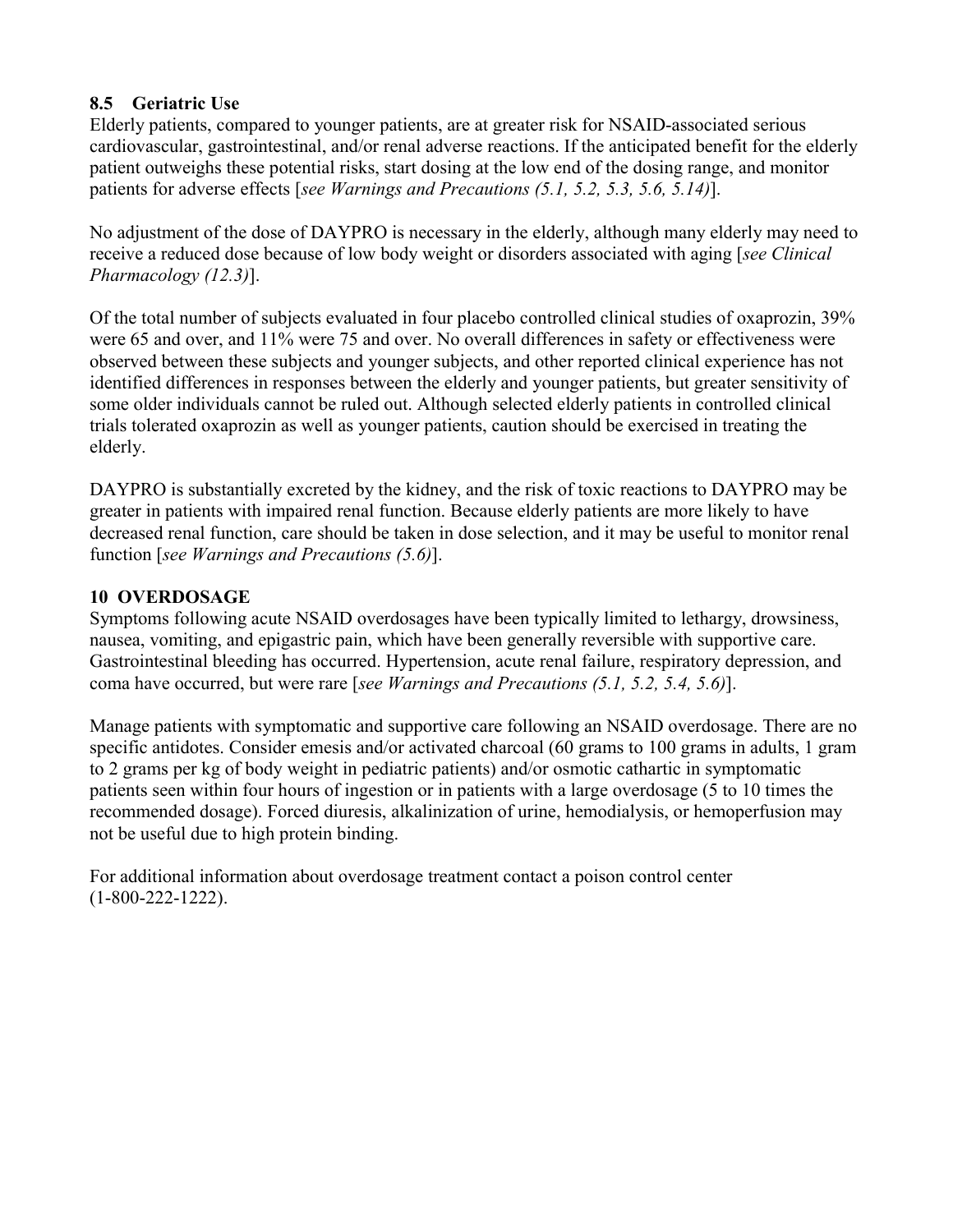### 8.5 Geriatric Use

Elderly patients, compared to younger patients, are at greater risk for NSAID-associated serious cardiovascular, gastrointestinal, and/or renal adverse reactions. If the anticipated benefit for the elderly patient outweighs these potential risks, start dosing at the low end of the dosing range, and monitor patients for adverse effects [*see Warnings and Precautions (5.1, 5.2, 5.3, 5.6, 5.14)*].

No adjustment of the dose of DAYPRO is necessary in the elderly, although many elderly may need to receive a reduced dose because of low body weight or disorders associated with aging [*see Clinical Pharmacology (12.3)*].

Of the total number of subjects evaluated in four placebo controlled clinical studies of oxaprozin, 39% were 65 and over, and 11% were 75 and over. No overall differences in safety or effectiveness were observed between these subjects and younger subjects, and other reported clinical experience has not identified differences in responses between the elderly and younger patients, but greater sensitivity of some older individuals cannot be ruled out. Although selected elderly patients in controlled clinical trials tolerated oxaprozin as well as younger patients, caution should be exercised in treating the elderly.

DAYPRO is substantially excreted by the kidney, and the risk of toxic reactions to DAYPRO may be greater in patients with impaired renal function. Because elderly patients are more likely to have decreased renal function, care should be taken in dose selection, and it may be useful to monitor renal function [*see Warnings and Precautions (5.6)*].

## 10 OVERDOSAGE

Symptoms following acute NSAID overdosages have been typically limited to lethargy, drowsiness, nausea, vomiting, and epigastric pain, which have been generally reversible with supportive care. Gastrointestinal bleeding has occurred. Hypertension, acute renal failure, respiratory depression, and coma have occurred, but were rare [*see Warnings and Precautions (5.1, 5.2, 5.4, 5.6)*].

Manage patients with symptomatic and supportive care following an NSAID overdosage. There are no specific antidotes. Consider emesis and/or activated charcoal (60 grams to 100 grams in adults, 1 gram to 2 grams per kg of body weight in pediatric patients) and/or osmotic cathartic in symptomatic patients seen within four hours of ingestion or in patients with a large overdosage (5 to 10 times the recommended dosage). Forced diuresis, alkalinization of urine, hemodialysis, or hemoperfusion may not be useful due to high protein binding.

For additional information about overdosage treatment contact a poison control center (1-800-222-1222).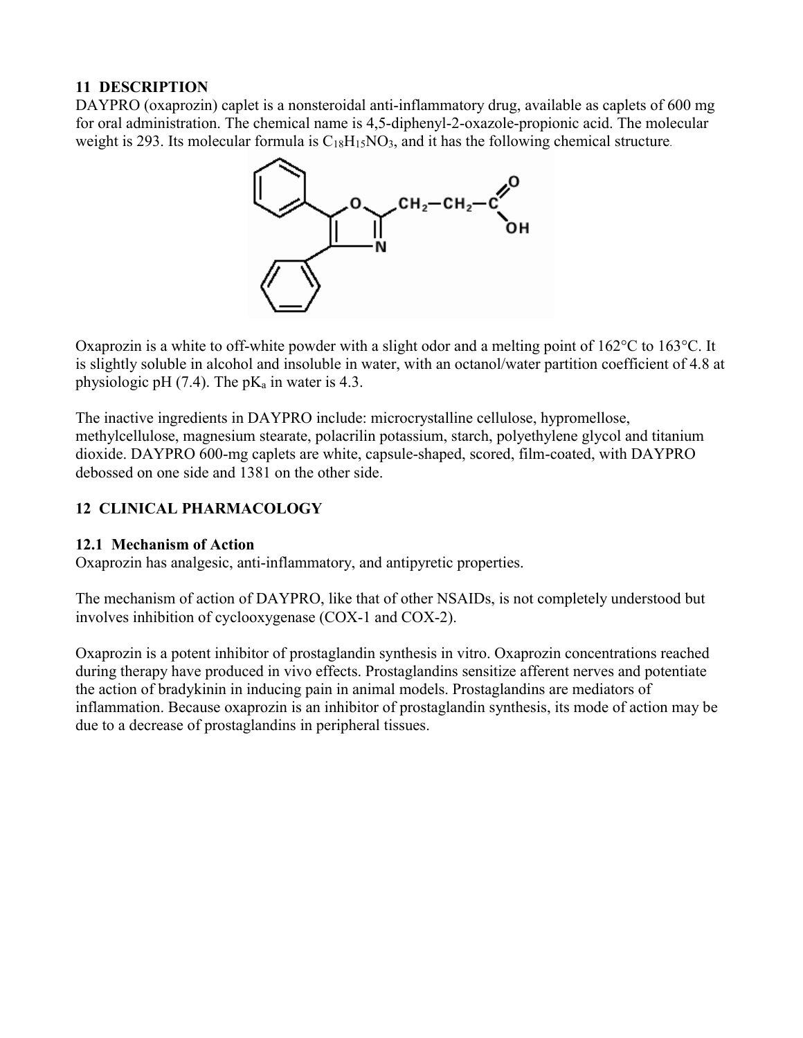## 11 DESCRIPTION

DAYPRO (oxaprozin) caplet is a nonsteroidal anti-inflammatory drug, available as caplets of 600 mg for oral administration. The chemical name is 4,5-diphenyl-2-oxazole-propionic acid. The molecular weight is 293. Its molecular formula is $C_{18}H_{15}NO_3$, and it has the following chemical structure.

Oxaprozin is a white to off-white powder with a slight odor and a melting point of 162°C to 163°C. It is slightly soluble in alcohol and insoluble in water, with an octanol/water partition coefficient of 4.8 at physiologic pH (7.4). The $pK_a$ in water is 4.3.

The inactive ingredients in DAYPRO include: microcrystalline cellulose, hypromellose, methylcellulose, magnesium stearate, polacrilin potassium, starch, polyethylene glycol and titanium dioxide. DAYPRO 600-mg caplets are white, capsule-shaped, scored, film-coated, with DAYPRO debossed on one side and 1381 on the other side.

## 12 CLINICAL PHARMACOLOGY

### 12.1 Mechanism of Action

Oxaprozin has analgesic, anti-inflammatory, and antipyretic properties.

The mechanism of action of DAYPRO, like that of other NSAIDs, is not completely understood but involves inhibition of cyclooxygenase (COX-1 and COX-2).

Oxaprozin is a potent inhibitor of prostaglandin synthesis in vitro. Oxaprozin concentrations reached during therapy have produced in vivo effects. Prostaglandins sensitize afferent nerves and potentiate the action of bradykinin in inducing pain in animal models. Prostaglandins are mediators of inflammation. Because oxaprozin is an inhibitor of prostaglandin synthesis, its mode of action may be due to a decrease of prostaglandins in peripheral tissues.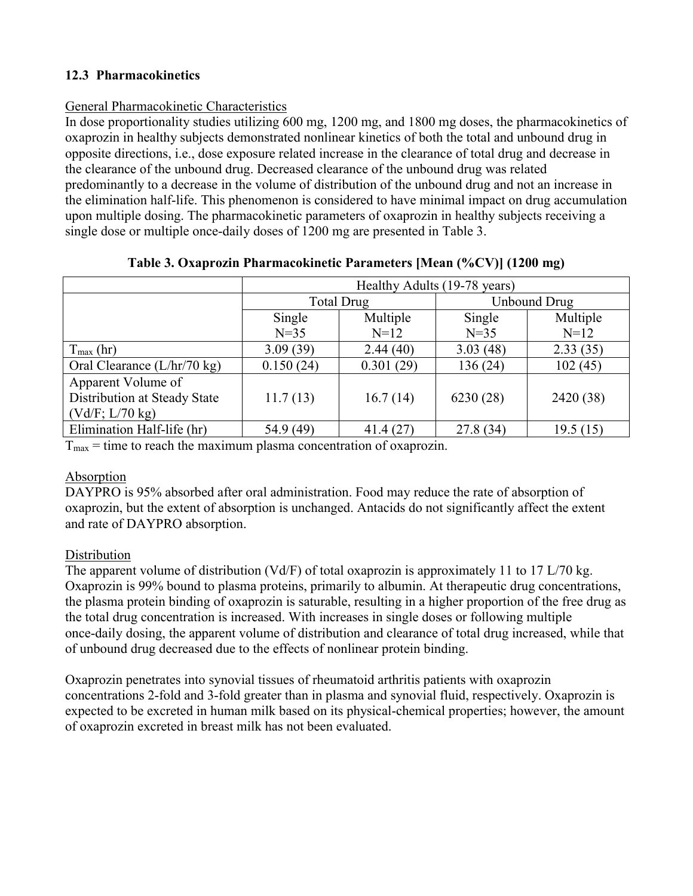### 12.3 Pharmacokinetics

General Pharmacokinetic Characteristics

In dose proportionality studies utilizing 600 mg, 1200 mg, and 1800 mg doses, the pharmacokinetics of oxaprozin in healthy subjects demonstrated nonlinear kinetics of both the total and unbound drug in opposite directions, i.e., dose exposure related increase in the clearance of total drug and decrease in the clearance of the unbound drug. Decreased clearance of the unbound drug was related predominantly to a decrease in the volume of distribution of the unbound drug and not an increase in the elimination half-life. This phenomenon is considered to have minimal impact on drug accumulation upon multiple dosing. The pharmacokinetic parameters of oxaprozin in healthy subjects receiving a single dose or multiple once-daily doses of 1200 mg are presented in Table 3.

**Table 3. Oxaprozin Pharmacokinetic Parameters [Mean (%CV)] (1200 mg)**

| | Healthy Adults (19-78 years) | | | |
|---|---|---|---|---|
| | Total Drug | | Unbound Drug | |
| | Single N=35 | Multiple N=12 | Single N=35 | Multiple N=12 |
| $T_{max}$ (hr) | 3.09 (39) | 2.44 (40) | 3.03 (48) | 2.33 (35) |
| Oral Clearance (L/hr/70 kg) | 0.150 (24) | 0.301 (29) | 136 (24) | 102 (45) |
| Apparent Volume of Distribution at Steady State (Vd/F; L/70 kg) | 11.7 (13) | 16.7 (14) | 6230 (28) | 2420 (38) |
| Elimination Half-life (hr) | 54.9 (49) | 41.4 (27) | 27.8 (34) | 19.5 (15) |

$T_{max}$ = time to reach the maximum plasma concentration of oxaprozin.

Absorption

DAYPRO is 95% absorbed after oral administration. Food may reduce the rate of absorption of oxaprozin, but the extent of absorption is unchanged. Antacids do not significantly affect the extent and rate of DAYPRO absorption.

Distribution

The apparent volume of distribution (Vd/F) of total oxaprozin is approximately 11 to 17 L/70 kg. Oxaprozin is 99% bound to plasma proteins, primarily to albumin. At therapeutic drug concentrations, the plasma protein binding of oxaprozin is saturable, resulting in a higher proportion of the free drug as the total drug concentration is increased. With increases in single doses or following multiple once-daily dosing, the apparent volume of distribution and clearance of total drug increased, while that of unbound drug decreased due to the effects of nonlinear protein binding.

Oxaprozin penetrates into synovial tissues of rheumatoid arthritis patients with oxaprozin concentrations 2-fold and 3-fold greater than in plasma and synovial fluid, respectively. Oxaprozin is expected to be excreted in human milk based on its physical-chemical properties; however, the amount of oxaprozin excreted in breast milk has not been evaluated.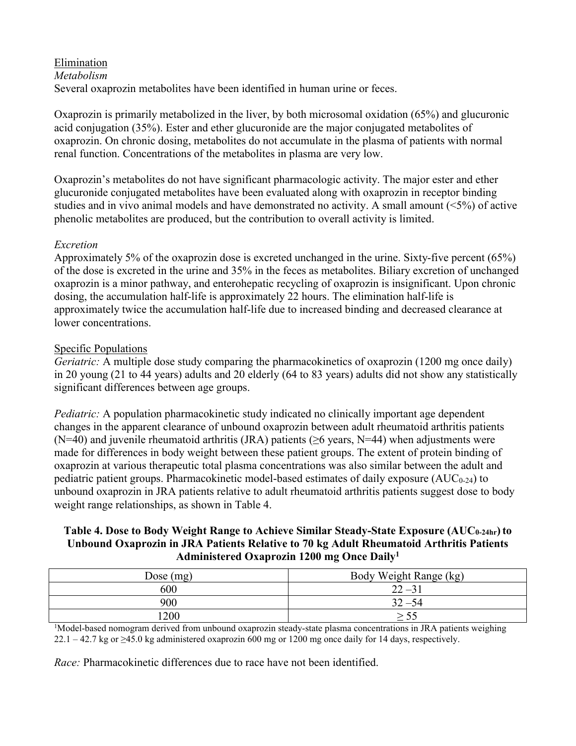Elimination

*Metabolism*

Several oxaprozin metabolites have been identified in human urine or feces.

Oxaprozin is primarily metabolized in the liver, by both microsomal oxidation (65%) and glucuronic acid conjugation (35%). Ester and ether glucuronide are the major conjugated metabolites of oxaprozin. On chronic dosing, metabolites do not accumulate in the plasma of patients with normal renal function. Concentrations of the metabolites in plasma are very low.

Oxaprozin's metabolites do not have significant pharmacologic activity. The major ester and ether glucuronide conjugated metabolites have been evaluated along with oxaprozin in receptor binding studies and in vivo animal models and have demonstrated no activity. A small amount (<5%) of active phenolic metabolites are produced, but the contribution to overall activity is limited.

*Excretion*

Approximately 5% of the oxaprozin dose is excreted unchanged in the urine. Sixty-five percent (65%) of the dose is excreted in the urine and 35% in the feces as metabolites. Biliary excretion of unchanged oxaprozin is a minor pathway, and enterohepatic recycling of oxaprozin is insignificant. Upon chronic dosing, the accumulation half-life is approximately 22 hours. The elimination half-life is approximately twice the accumulation half-life due to increased binding and decreased clearance at lower concentrations.

Specific Populations

*Geriatric:* A multiple dose study comparing the pharmacokinetics of oxaprozin (1200 mg once daily) in 20 young (21 to 44 years) adults and 20 elderly (64 to 83 years) adults did not show any statistically significant differences between age groups.

*Pediatric:* A population pharmacokinetic study indicated no clinically important age dependent changes in the apparent clearance of unbound oxaprozin between adult rheumatoid arthritis patients (N=40) and juvenile rheumatoid arthritis (JRA) patients (≥6 years, N=44) when adjustments were made for differences in body weight between these patient groups. The extent of protein binding of oxaprozin at various therapeutic total plasma concentrations was also similar between the adult and pediatric patient groups. Pharmacokinetic model-based estimates of daily exposure ($AUC_{0\text{-}24}$) to unbound oxaprozin in JRA patients relative to adult rheumatoid arthritis patients suggest dose to body weight range relationships, as shown in Table 4.

**Table 4. Dose to Body Weight Range to Achieve Similar Steady-State Exposure ($AUC_{0\text{-}24hr}$) to Unbound Oxaprozin in JRA Patients Relative to 70 kg Adult Rheumatoid Arthritis Patients Administered Oxaprozin 1200 mg Once Daily[1]**

| Dose (mg) | Body Weight Range (kg) |
|---|---|
| 600 | 22 –31 |
| 900 | 32 –54 |
| 1200 | ≥ 55 |

[1]Model-based nomogram derived from unbound oxaprozin steady-state plasma concentrations in JRA patients weighing 22.1 – 42.7 kg or ≥45.0 kg administered oxaprozin 600 mg or 1200 mg once daily for 14 days, respectively.

*Race:* Pharmacokinetic differences due to race have not been identified.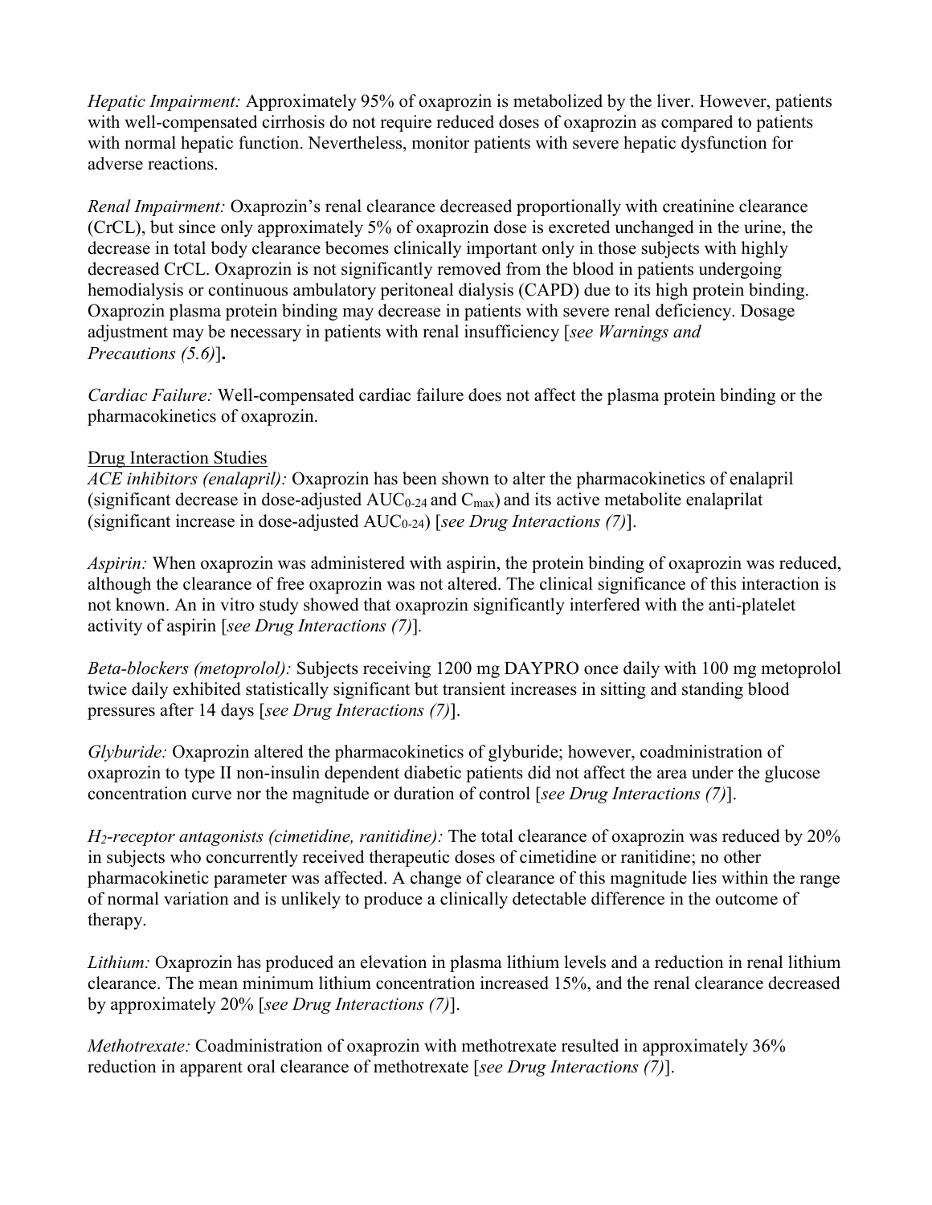*Hepatic Impairment:* Approximately 95% of oxaprozin is metabolized by the liver. However, patients with well-compensated cirrhosis do not require reduced doses of oxaprozin as compared to patients with normal hepatic function. Nevertheless, monitor patients with severe hepatic dysfunction for adverse reactions.

*Renal Impairment:* Oxaprozin's renal clearance decreased proportionally with creatinine clearance (CrCL), but since only approximately 5% of oxaprozin dose is excreted unchanged in the urine, the decrease in total body clearance becomes clinically important only in those subjects with highly decreased CrCL. Oxaprozin is not significantly removed from the blood in patients undergoing hemodialysis or continuous ambulatory peritoneal dialysis (CAPD) due to its high protein binding. Oxaprozin plasma protein binding may decrease in patients with severe renal deficiency. Dosage adjustment may be necessary in patients with renal insufficiency [*see Warnings and Precautions (5.6)*]**.**

*Cardiac Failure:* Well-compensated cardiac failure does not affect the plasma protein binding or the pharmacokinetics of oxaprozin.

Drug Interaction Studies

*ACE inhibitors (enalapril):* Oxaprozin has been shown to alter the pharmacokinetics of enalapril (significant decrease in dose-adjusted $AUC_{0\text{-}24}$ and $C_{max}$) and its active metabolite enalaprilat (significant increase in dose-adjusted $AUC_{0\text{-}24}$) [*see Drug Interactions (7)*].

*Aspirin:* When oxaprozin was administered with aspirin, the protein binding of oxaprozin was reduced, although the clearance of free oxaprozin was not altered. The clinical significance of this interaction is not known. An in vitro study showed that oxaprozin significantly interfered with the anti-platelet activity of aspirin [*see Drug Interactions (7)*].

*Beta-blockers (metoprolol):* Subjects receiving 1200 mg DAYPRO once daily with 100 mg metoprolol twice daily exhibited statistically significant but transient increases in sitting and standing blood pressures after 14 days [*see Drug Interactions (7)*].

*Glyburide:* Oxaprozin altered the pharmacokinetics of glyburide; however, coadministration of oxaprozin to type II non-insulin dependent diabetic patients did not affect the area under the glucose concentration curve nor the magnitude or duration of control [*see Drug Interactions (7)*].

*$H_2$-receptor antagonists (cimetidine, ranitidine):* The total clearance of oxaprozin was reduced by 20% in subjects who concurrently received therapeutic doses of cimetidine or ranitidine; no other pharmacokinetic parameter was affected. A change of clearance of this magnitude lies within the range of normal variation and is unlikely to produce a clinically detectable difference in the outcome of therapy.

*Lithium:* Oxaprozin has produced an elevation in plasma lithium levels and a reduction in renal lithium clearance. The mean minimum lithium concentration increased 15%, and the renal clearance decreased by approximately 20% [*see Drug Interactions (7)*].

*Methotrexate:* Coadministration of oxaprozin with methotrexate resulted in approximately 36% reduction in apparent oral clearance of methotrexate [*see Drug Interactions (7)*].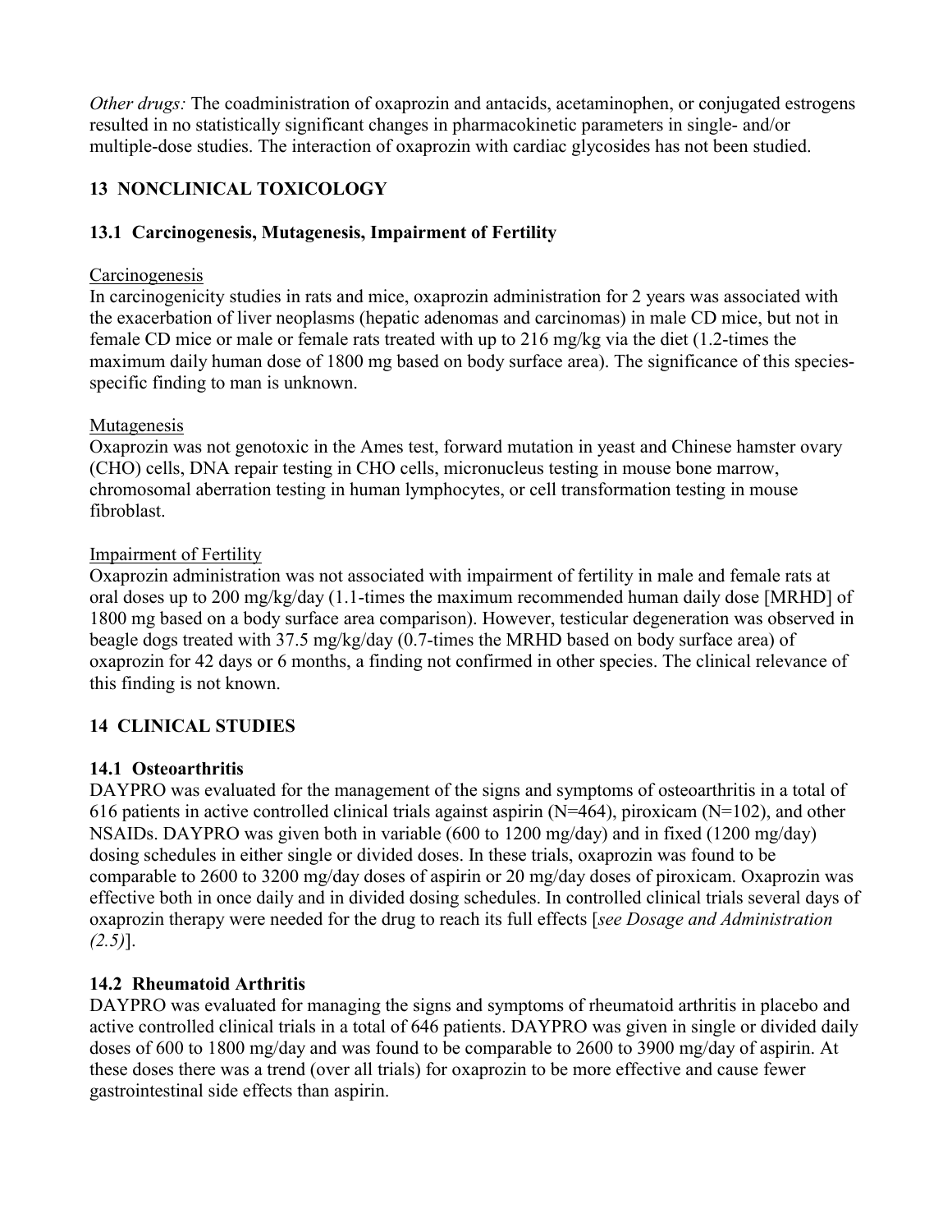*Other drugs:* The coadministration of oxaprozin and antacids, acetaminophen, or conjugated estrogens resulted in no statistically significant changes in pharmacokinetic parameters in single- and/or multiple-dose studies. The interaction of oxaprozin with cardiac glycosides has not been studied.

## 13 NONCLINICAL TOXICOLOGY

### 13.1 Carcinogenesis, Mutagenesis, Impairment of Fertility

Carcinogenesis

In carcinogenicity studies in rats and mice, oxaprozin administration for 2 years was associated with the exacerbation of liver neoplasms (hepatic adenomas and carcinomas) in male CD mice, but not in female CD mice or male or female rats treated with up to 216 mg/kg via the diet (1.2-times the maximum daily human dose of 1800 mg based on body surface area). The significance of this species-specific finding to man is unknown.

Mutagenesis

Oxaprozin was not genotoxic in the Ames test, forward mutation in yeast and Chinese hamster ovary (CHO) cells, DNA repair testing in CHO cells, micronucleus testing in mouse bone marrow, chromosomal aberration testing in human lymphocytes, or cell transformation testing in mouse fibroblast.

Impairment of Fertility

Oxaprozin administration was not associated with impairment of fertility in male and female rats at oral doses up to 200 mg/kg/day (1.1-times the maximum recommended human daily dose [MRHD] of 1800 mg based on a body surface area comparison). However, testicular degeneration was observed in beagle dogs treated with 37.5 mg/kg/day (0.7-times the MRHD based on body surface area) of oxaprozin for 42 days or 6 months, a finding not confirmed in other species. The clinical relevance of this finding is not known.

## 14 CLINICAL STUDIES

### 14.1 Osteoarthritis

DAYPRO was evaluated for the management of the signs and symptoms of osteoarthritis in a total of 616 patients in active controlled clinical trials against aspirin (N=464), piroxicam (N=102), and other NSAIDs. DAYPRO was given both in variable (600 to 1200 mg/day) and in fixed (1200 mg/day) dosing schedules in either single or divided doses. In these trials, oxaprozin was found to be comparable to 2600 to 3200 mg/day doses of aspirin or 20 mg/day doses of piroxicam. Oxaprozin was effective both in once daily and in divided dosing schedules. In controlled clinical trials several days of oxaprozin therapy were needed for the drug to reach its full effects [*see Dosage and Administration (2.5)*].

### 14.2 Rheumatoid Arthritis

DAYPRO was evaluated for managing the signs and symptoms of rheumatoid arthritis in placebo and active controlled clinical trials in a total of 646 patients. DAYPRO was given in single or divided daily doses of 600 to 1800 mg/day and was found to be comparable to 2600 to 3900 mg/day of aspirin. At these doses there was a trend (over all trials) for oxaprozin to be more effective and cause fewer gastrointestinal side effects than aspirin.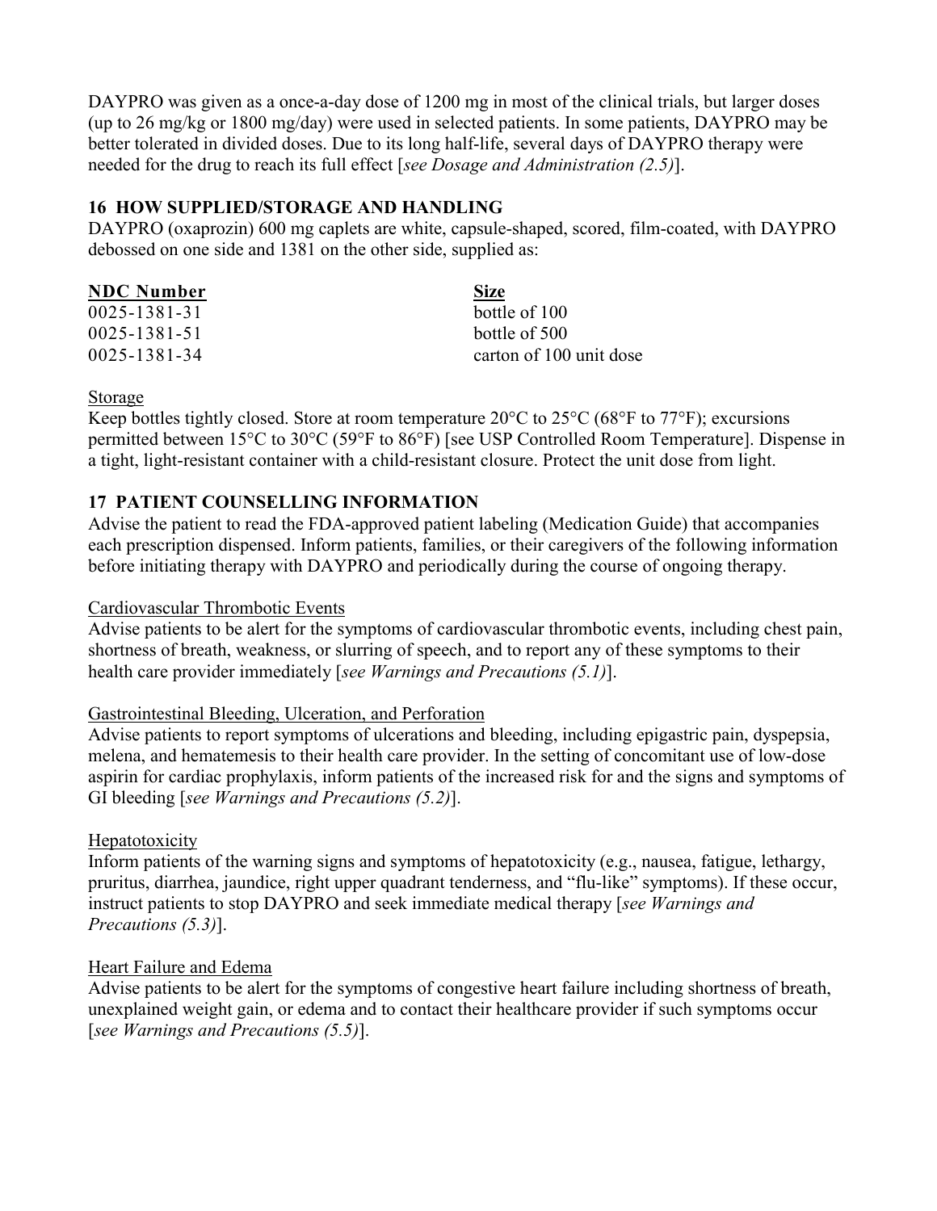DAYPRO was given as a once-a-day dose of 1200 mg in most of the clinical trials, but larger doses (up to 26 mg/kg or 1800 mg/day) were used in selected patients. In some patients, DAYPRO may be better tolerated in divided doses. Due to its long half-life, several days of DAYPRO therapy were needed for the drug to reach its full effect [*see Dosage and Administration (2.5)*].

## 16 HOW SUPPLIED/STORAGE AND HANDLING

DAYPRO (oxaprozin) 600 mg caplets are white, capsule-shaped, scored, film-coated, with DAYPRO debossed on one side and 1381 on the other side, supplied as:

| NDC Number | Size |
|---|---|
| 0025-1381-31 | bottle of 100 |
| 0025-1381-51 | bottle of 500 |
| 0025-1381-34 | carton of 100 unit dose |

Storage

Keep bottles tightly closed. Store at room temperature 20°C to 25°C (68°F to 77°F); excursions permitted between 15°C to 30°C (59°F to 86°F) [see USP Controlled Room Temperature]. Dispense in a tight, light-resistant container with a child-resistant closure. Protect the unit dose from light.

## 17 PATIENT COUNSELLING INFORMATION

Advise the patient to read the FDA-approved patient labeling (Medication Guide) that accompanies each prescription dispensed. Inform patients, families, or their caregivers of the following information before initiating therapy with DAYPRO and periodically during the course of ongoing therapy.

Cardiovascular Thrombotic Events

Advise patients to be alert for the symptoms of cardiovascular thrombotic events, including chest pain, shortness of breath, weakness, or slurring of speech, and to report any of these symptoms to their health care provider immediately [*see Warnings and Precautions (5.1)*].

Gastrointestinal Bleeding, Ulceration, and Perforation

Advise patients to report symptoms of ulcerations and bleeding, including epigastric pain, dyspepsia, melena, and hematemesis to their health care provider. In the setting of concomitant use of low-dose aspirin for cardiac prophylaxis, inform patients of the increased risk for and the signs and symptoms of GI bleeding [*see Warnings and Precautions (5.2)*].

Hepatotoxicity

Inform patients of the warning signs and symptoms of hepatotoxicity (e.g., nausea, fatigue, lethargy, pruritus, diarrhea, jaundice, right upper quadrant tenderness, and "flu-like" symptoms). If these occur, instruct patients to stop DAYPRO and seek immediate medical therapy [*see Warnings and Precautions (5.3)*].

Heart Failure and Edema

Advise patients to be alert for the symptoms of congestive heart failure including shortness of breath, unexplained weight gain, or edema and to contact their healthcare provider if such symptoms occur [*see Warnings and Precautions (5.5)*].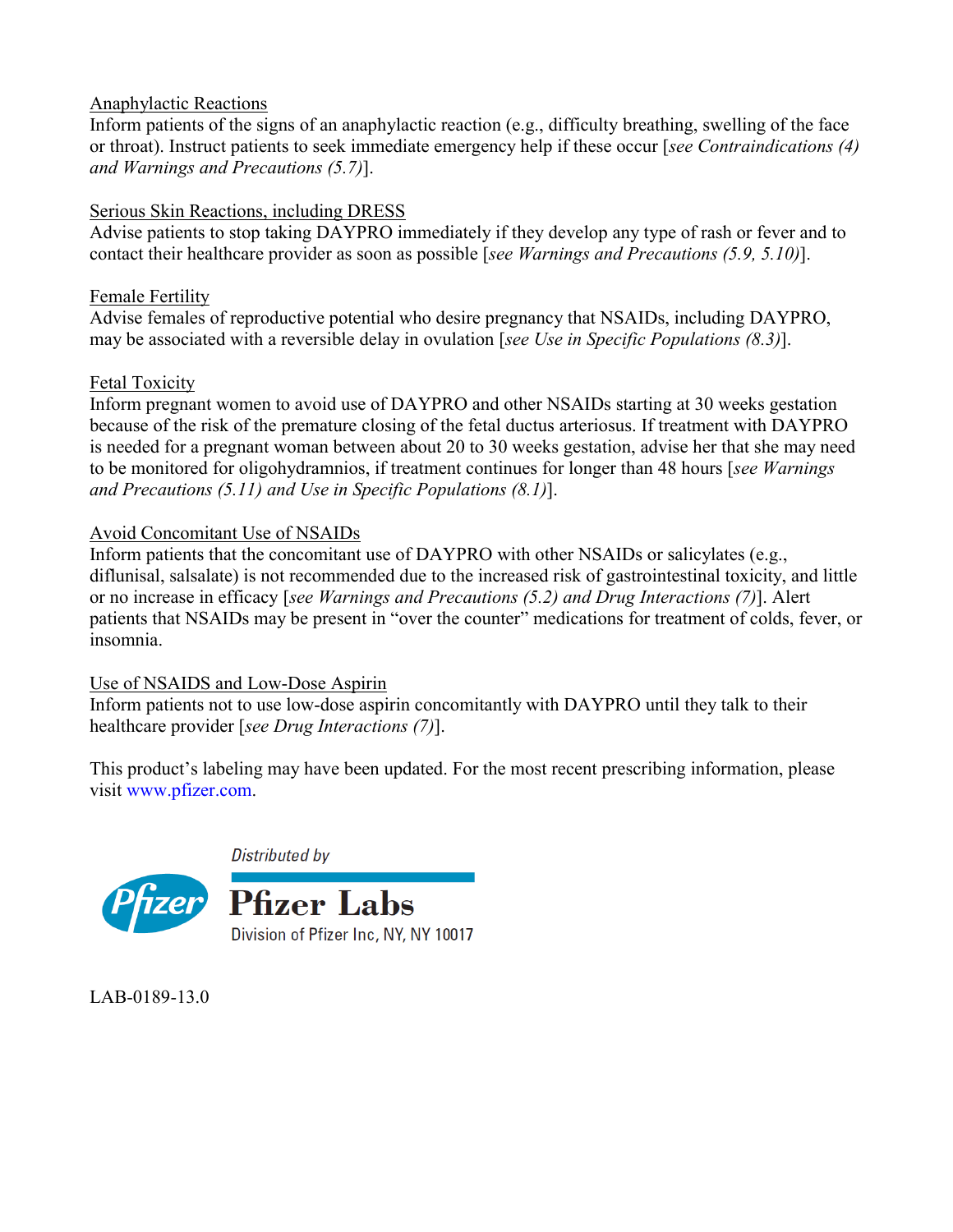Anaphylactic Reactions
Inform patients of the signs of an anaphylactic reaction (e.g., difficulty breathing, swelling of the face or throat). Instruct patients to seek immediate emergency help if these occur [*see Contraindications (4) and Warnings and Precautions (5.7)*].

Serious Skin Reactions, including DRESS
Advise patients to stop taking DAYPRO immediately if they develop any type of rash or fever and to contact their healthcare provider as soon as possible [*see Warnings and Precautions (5.9, 5.10)*].

Female Fertility
Advise females of reproductive potential who desire pregnancy that NSAIDs, including DAYPRO, may be associated with a reversible delay in ovulation [*see Use in Specific Populations (8.3)*].

Fetal Toxicity
Inform pregnant women to avoid use of DAYPRO and other NSAIDs starting at 30 weeks gestation because of the risk of the premature closing of the fetal ductus arteriosus. If treatment with DAYPRO is needed for a pregnant woman between about 20 to 30 weeks gestation, advise her that she may need to be monitored for oligohydramnios, if treatment continues for longer than 48 hours [*see Warnings and Precautions (5.11) and Use in Specific Populations (8.1)*].

Avoid Concomitant Use of NSAIDs
Inform patients that the concomitant use of DAYPRO with other NSAIDs or salicylates (e.g., diflunisal, salsalate) is not recommended due to the increased risk of gastrointestinal toxicity, and little or no increase in efficacy [*see Warnings and Precautions (5.2) and Drug Interactions (7)*]. Alert patients that NSAIDs may be present in "over the counter" medications for treatment of colds, fever, or insomnia.

Use of NSAIDS and Low-Dose Aspirin
Inform patients not to use low-dose aspirin concomitantly with DAYPRO until they talk to their healthcare provider [*see Drug Interactions (7)*].

This product's labeling may have been updated. For the most recent prescribing information, please visit www.pfizer.com.

Distributed by
Pfizer Labs
Division of Pfizer Inc, NY, NY 10017

LAB-0189-13.0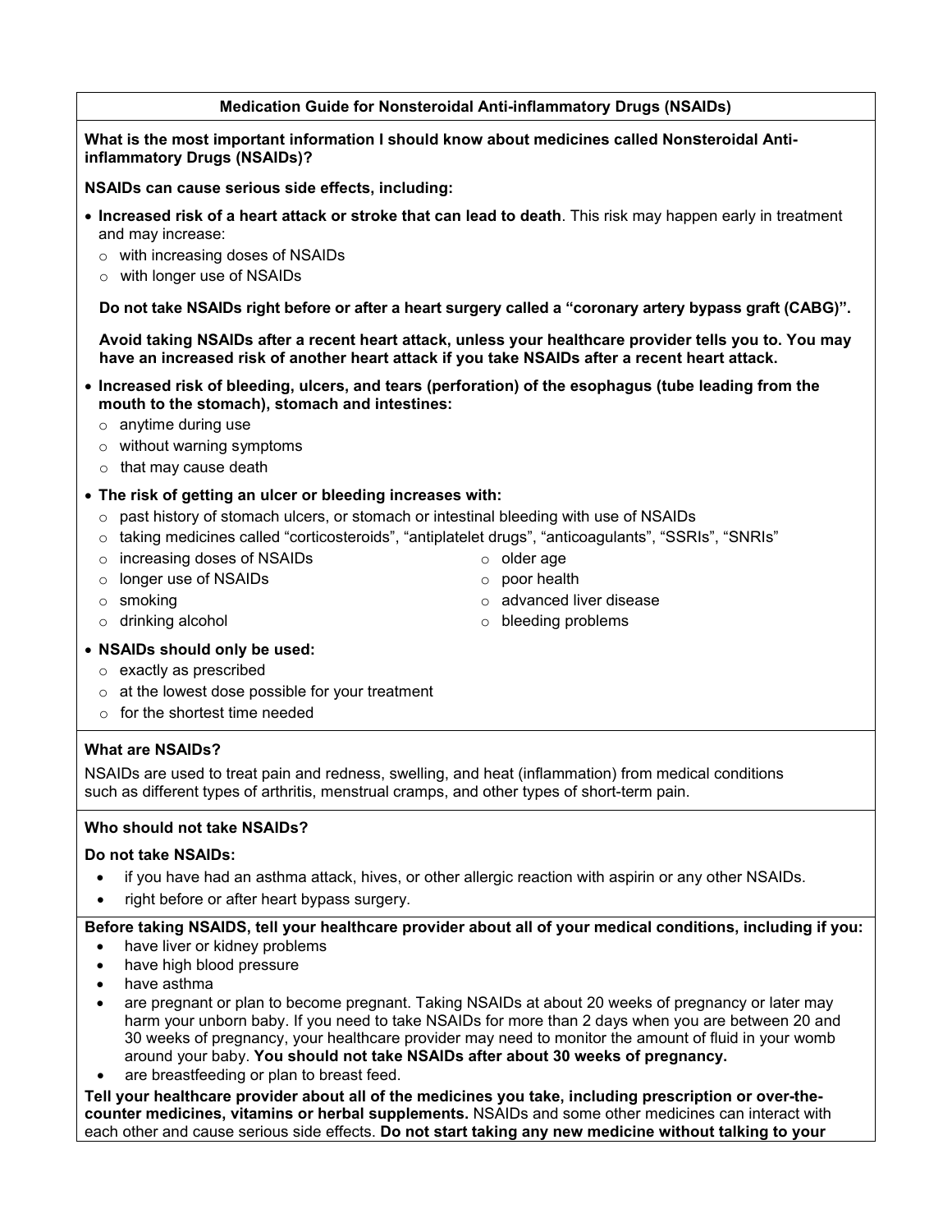## Medication Guide for Nonsteroidal Anti-inflammatory Drugs (NSAIDs)

**What is the most important information I should know about medicines called Nonsteroidal Anti-inflammatory Drugs (NSAIDs)?**

**NSAIDs can cause serious side effects, including:**

- **Increased risk of a heart attack or stroke that can lead to death**. This risk may happen early in treatment and may increase:
  - with increasing doses of NSAIDs
  - with longer use of NSAIDs

  **Do not take NSAIDs right before or after a heart surgery called a "coronary artery bypass graft (CABG)".**

  **Avoid taking NSAIDs after a recent heart attack, unless your healthcare provider tells you to. You may have an increased risk of another heart attack if you take NSAIDs after a recent heart attack.**

- **Increased risk of bleeding, ulcers, and tears (perforation) of the esophagus (tube leading from the mouth to the stomach), stomach and intestines:**
  - anytime during use
  - without warning symptoms
  - that may cause death

- **The risk of getting an ulcer or bleeding increases with:**
  - past history of stomach ulcers, or stomach or intestinal bleeding with use of NSAIDs
  - taking medicines called "corticosteroids", "antiplatelet drugs", "anticoagulants", "SSRIs", "SNRIs"
  - increasing doses of NSAIDs
  - longer use of NSAIDs
  - smoking
  - drinking alcohol
  - older age
  - poor health
  - advanced liver disease
  - bleeding problems

- **NSAIDs should only be used:**
  - exactly as prescribed
  - at the lowest dose possible for your treatment
  - for the shortest time needed

**What are NSAIDs?**

NSAIDs are used to treat pain and redness, swelling, and heat (inflammation) from medical conditions such as different types of arthritis, menstrual cramps, and other types of short-term pain.

**Who should not take NSAIDs?**

**Do not take NSAIDs:**

- if you have had an asthma attack, hives, or other allergic reaction with aspirin or any other NSAIDs.
- right before or after heart bypass surgery.

**Before taking NSAIDS, tell your healthcare provider about all of your medical conditions, including if you:**

- have liver or kidney problems
- have high blood pressure
- have asthma
- are pregnant or plan to become pregnant. Taking NSAIDs at about 20 weeks of pregnancy or later may harm your unborn baby. If you need to take NSAIDs for more than 2 days when you are between 20 and 30 weeks of pregnancy, your healthcare provider may need to monitor the amount of fluid in your womb around your baby. **You should not take NSAIDs after about 30 weeks of pregnancy.**
- are breastfeeding or plan to breast feed.

**Tell your healthcare provider about all of the medicines you take, including prescription or over-the-counter medicines, vitamins or herbal supplements.** NSAIDs and some other medicines can interact with each other and cause serious side effects. **Do not start taking any new medicine without talking to your**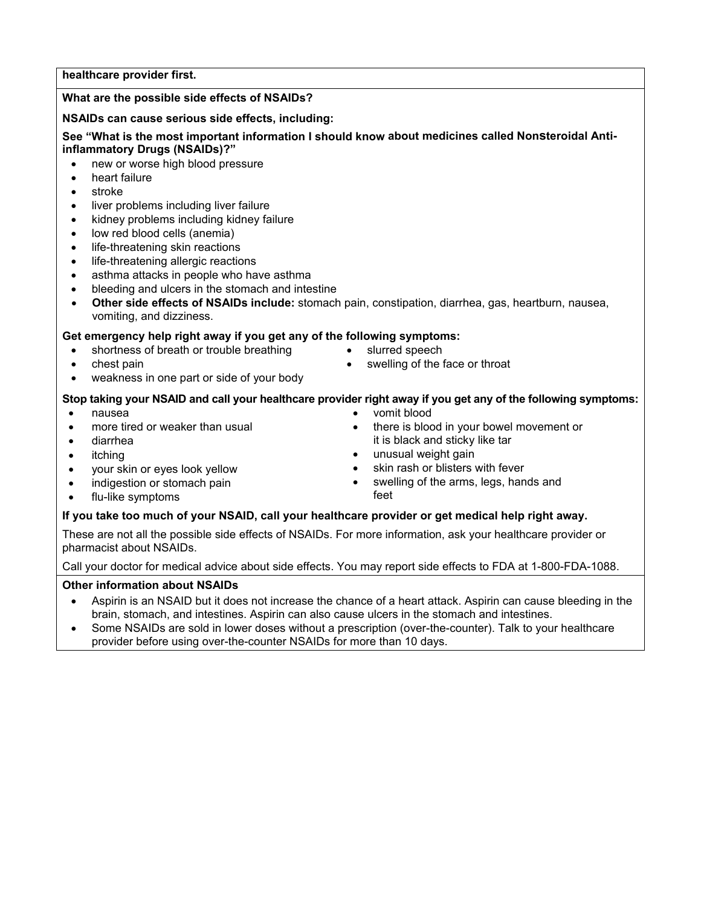**healthcare provider first.**

**What are the possible side effects of NSAIDs?**

**NSAIDs can cause serious side effects, including:**

**See "What is the most important information I should know about medicines called Nonsteroidal Anti-inflammatory Drugs (NSAIDs)?"**

- new or worse high blood pressure
- heart failure
- stroke
- liver problems including liver failure
- kidney problems including kidney failure
- low red blood cells (anemia)
- life-threatening skin reactions
- life-threatening allergic reactions
- asthma attacks in people who have asthma
- bleeding and ulcers in the stomach and intestine
- **Other side effects of NSAIDs include:** stomach pain, constipation, diarrhea, gas, heartburn, nausea, vomiting, and dizziness.

**Get emergency help right away if you get any of the following symptoms:**

- shortness of breath or trouble breathing
- chest pain
- weakness in one part or side of your body
- slurred speech
- swelling of the face or throat

**Stop taking your NSAID and call your healthcare provider right away if you get any of the following symptoms:**

- nausea
- more tired or weaker than usual
- diarrhea
- itching
- your skin or eyes look yellow
- indigestion or stomach pain
- flu-like symptoms
- vomit blood
- there is blood in your bowel movement or it is black and sticky like tar
- unusual weight gain
- skin rash or blisters with fever
- swelling of the arms, legs, hands and feet

**If you take too much of your NSAID, call your healthcare provider or get medical help right away.**

These are not all the possible side effects of NSAIDs. For more information, ask your healthcare provider or pharmacist about NSAIDs.

Call your doctor for medical advice about side effects. You may report side effects to FDA at 1-800-FDA-1088.

**Other information about NSAIDs**

- Aspirin is an NSAID but it does not increase the chance of a heart attack. Aspirin can cause bleeding in the brain, stomach, and intestines. Aspirin can also cause ulcers in the stomach and intestines.
- Some NSAIDs are sold in lower doses without a prescription (over-the-counter). Talk to your healthcare provider before using over-the-counter NSAIDs for more than 10 days.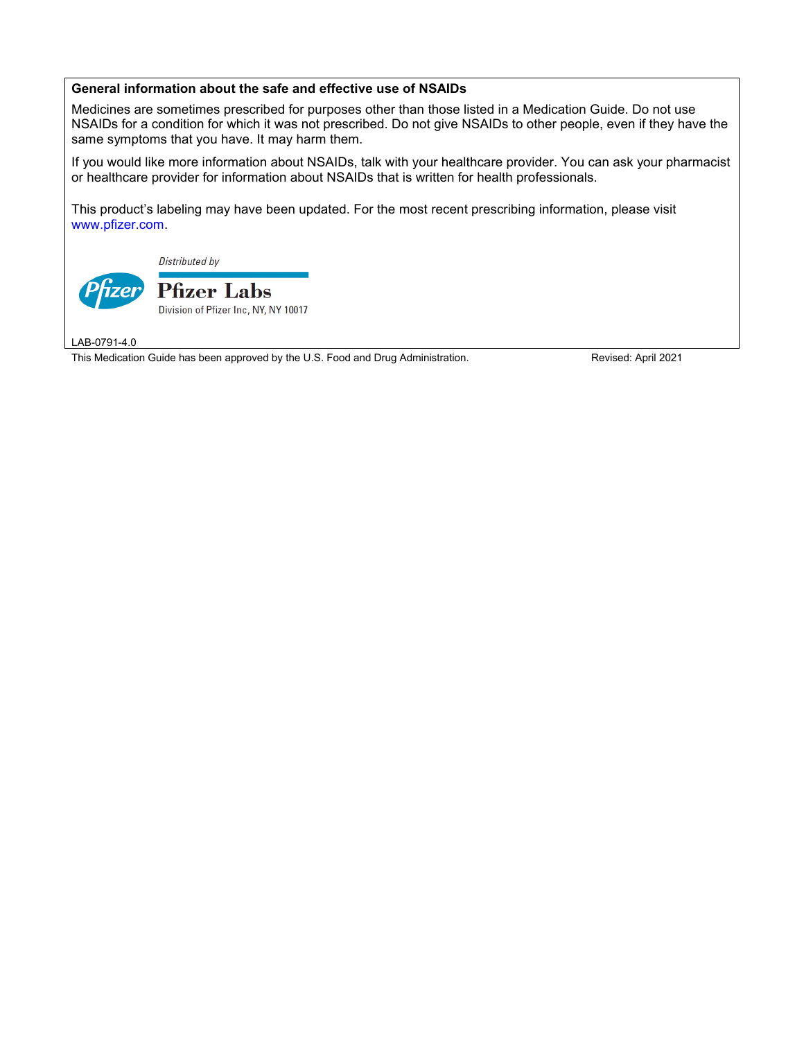**General information about the safe and effective use of NSAIDs**

Medicines are sometimes prescribed for purposes other than those listed in a Medication Guide. Do not use NSAIDs for a condition for which it was not prescribed. Do not give NSAIDs to other people, even if they have the same symptoms that you have. It may harm them.

If you would like more information about NSAIDs, talk with your healthcare provider. You can ask your pharmacist or healthcare provider for information about NSAIDs that is written for health professionals.

This product's labeling may have been updated. For the most recent prescribing information, please visit www.pfizer.com.

*Distributed by*

**Pfizer Labs**

Division of Pfizer Inc, NY, NY 10017

LAB-0791-4.0

This Medication Guide has been approved by the U.S. Food and Drug Administration. Revised: April 2021